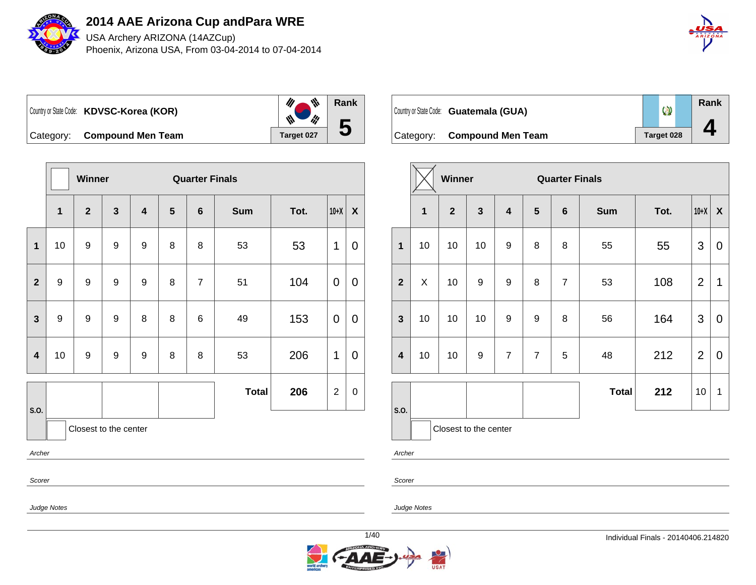# 2014 AAE Arizona Cup andPara WRE

USA Archery ARIZONA (14AZCup)

Phoenix, Arizona USA, From 03-04-2014 to 07-04-2014

| Country or State Code: | KDVSC-Korea (KOR) | Rank |
|---|---|---|
| Category: | Compound Men Team | 5 |
| | Target 027 | |

Winner — Quarter Finals

| | 1 | 2 | 3 | 4 | 5 | 6 | Sum | Tot. | 10+X | X |
|---|---|---|---|---|---|---|---|---|---|---|
| 1 | 10 | 9 | 9 | 9 | 8 | 8 | 53 | 53 | 1 | 0 |
| 2 | 9 | 9 | 9 | 9 | 8 | 7 | 51 | 104 | 0 | 0 |
| 3 | 9 | 9 | 9 | 8 | 8 | 6 | 49 | 153 | 0 | 0 |
| 4 | 10 | 9 | 9 | 9 | 8 | 8 | 53 | 206 | 1 | 0 |
| S.O. | | | | | | | Total | 206 | 2 | 0 |

Closest to the center

Archer

Scorer

Judge Notes

| Country or State Code: | Guatemala (GUA) | Rank |
|---|---|---|
| Category: | Compound Men Team | 4 |
| | Target 028 | |

Winner (X) — Quarter Finals

| | 1 | 2 | 3 | 4 | 5 | 6 | Sum | Tot. | 10+X | X |
|---|---|---|---|---|---|---|---|---|---|---|
| 1 | 10 | 10 | 10 | 9 | 8 | 8 | 55 | 55 | 3 | 0 |
| 2 | X | 10 | 9 | 9 | 8 | 7 | 53 | 108 | 2 | 1 |
| 3 | 10 | 10 | 10 | 9 | 9 | 8 | 56 | 164 | 3 | 0 |
| 4 | 10 | 10 | 9 | 7 | 7 | 5 | 48 | 212 | 2 | 0 |
| S.O. | | | | | | | Total | 212 | 10 | 1 |

Closest to the center

Archer

Scorer

Judge Notes

Individual Finals - 20140406.214820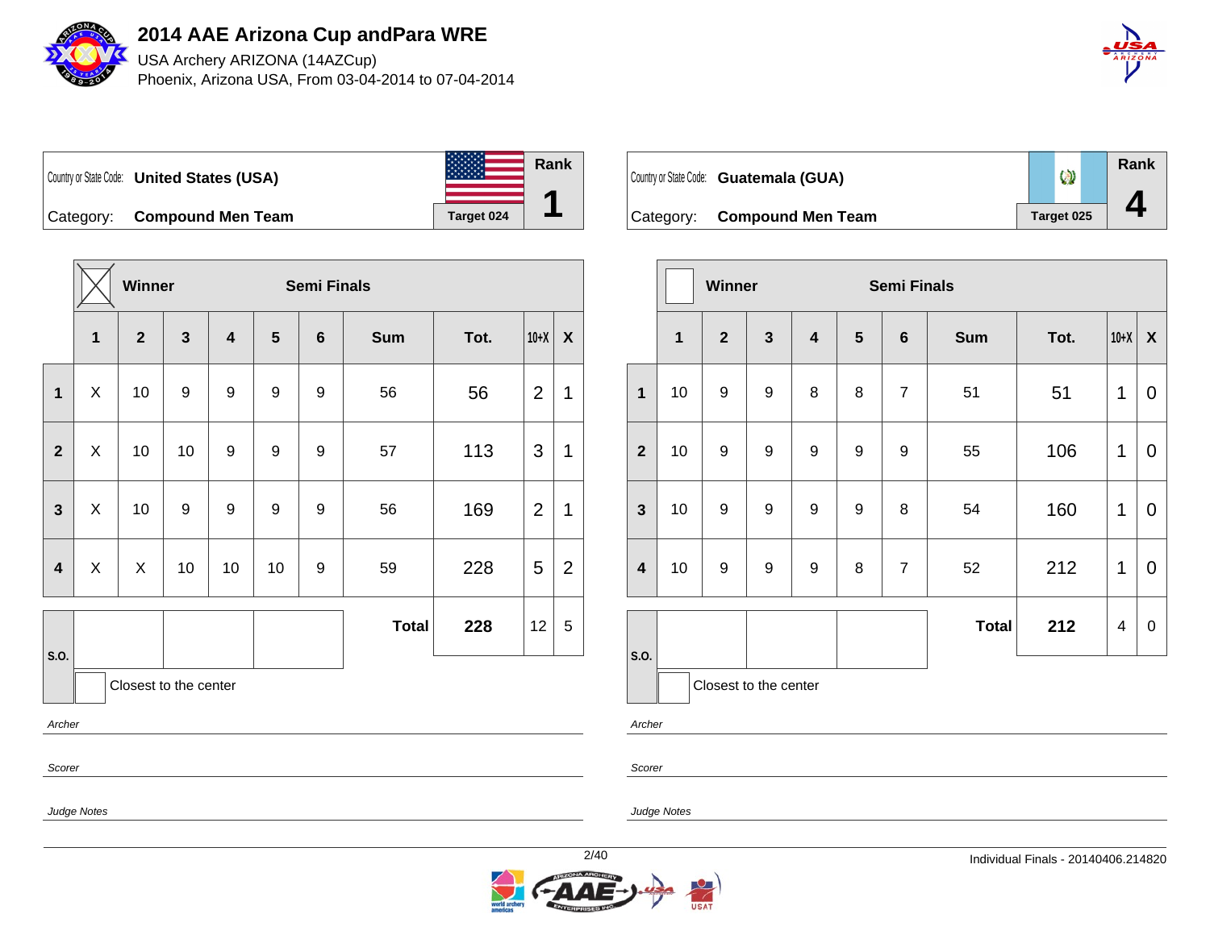# 2014 AAE Arizona Cup andPara WRE

USA Archery ARIZONA (14AZCup)

Phoenix, Arizona USA, From 03-04-2014 to 07-04-2014

Country or State Code: **United States (USA)**

Category: **Compound Men Team**

Target 024

Rank **1**

| | Winner ☒ | | | Semi Finals | | | | | | |
|---|---|---|---|---|---|---|---|---|---|---|
| | 1 | 2 | 3 | 4 | 5 | 6 | Sum | Tot. | 10+X | X |
| 1 | X | 10 | 9 | 9 | 9 | 9 | 56 | 56 | 2 | 1 |
| 2 | X | 10 | 10 | 9 | 9 | 9 | 57 | 113 | 3 | 1 |
| 3 | X | 10 | 9 | 9 | 9 | 9 | 56 | 169 | 2 | 1 |
| 4 | X | X | 10 | 10 | 10 | 9 | 59 | 228 | 5 | 2 |
| S.O. | | | | | | | **Total** | **228** | 12 | 5 |

Closest to the center

Archer

Scorer

Judge Notes

Country or State Code: **Guatemala (GUA)**

Category: **Compound Men Team**

Target 025

Rank **4**

| | Winner ☐ | | | Semi Finals | | | | | | |
|---|---|---|---|---|---|---|---|---|---|---|
| | 1 | 2 | 3 | 4 | 5 | 6 | Sum | Tot. | 10+X | X |
| 1 | 10 | 9 | 9 | 8 | 8 | 7 | 51 | 51 | 1 | 0 |
| 2 | 10 | 9 | 9 | 9 | 9 | 9 | 55 | 106 | 1 | 0 |
| 3 | 10 | 9 | 9 | 9 | 9 | 8 | 54 | 160 | 1 | 0 |
| 4 | 10 | 9 | 9 | 9 | 8 | 7 | 52 | 212 | 1 | 0 |
| S.O. | | | | | | | **Total** | **212** | 4 | 0 |

Closest to the center

Archer

Scorer

Judge Notes

Individual Finals - 20140406.214820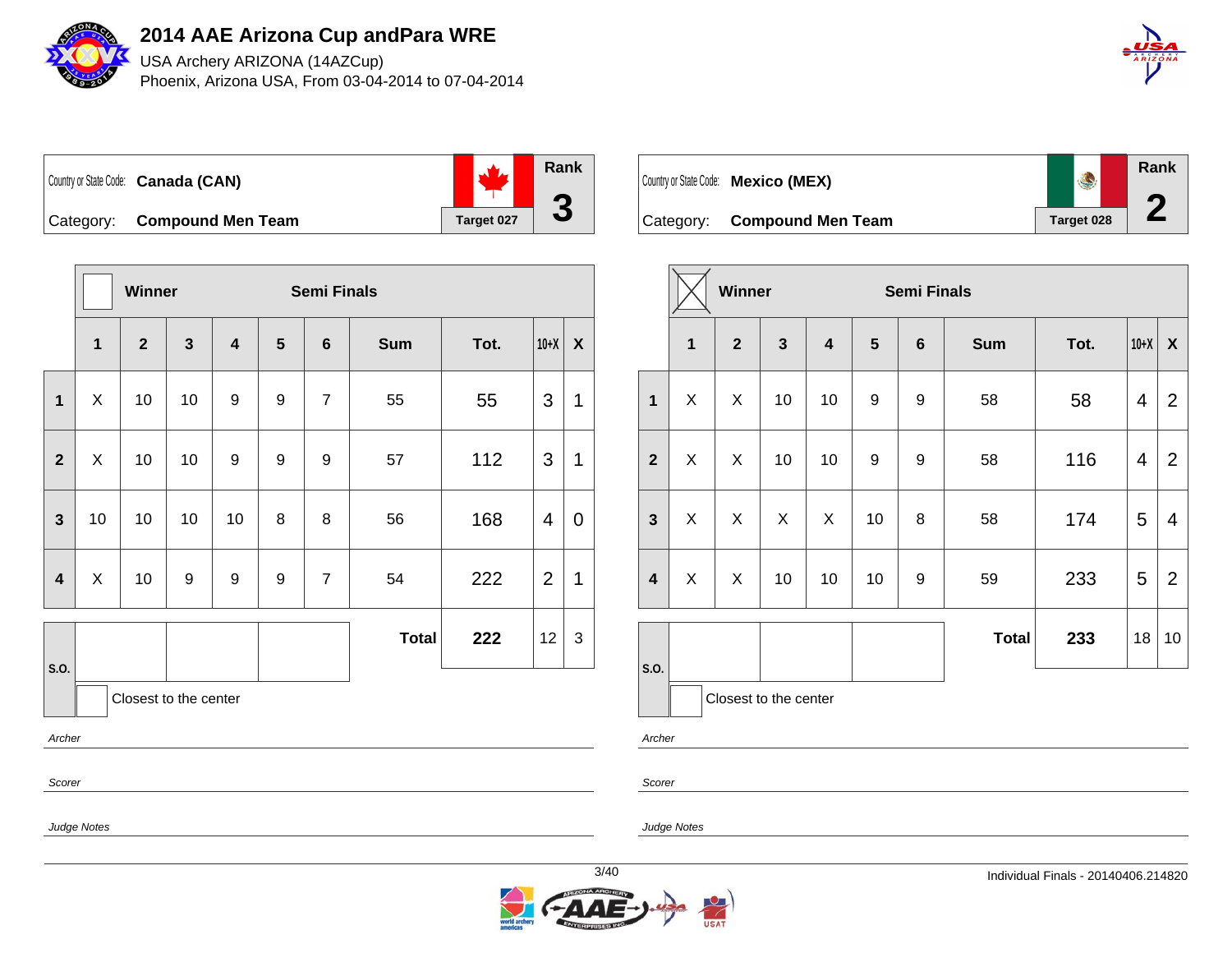# 2014 AAE Arizona Cup andPara WRE

USA Archery ARIZONA (14AZCup)

Phoenix, Arizona USA, From 03-04-2014 to 07-04-2014

Country or State Code: **Canada (CAN)**

Category: **Compound Men Team**

Target 027

Rank **3**

| | Winner | | | Semi Finals | | | | | | |
|---|---|---|---|---|---|---|---|---|---|---|
| | 1 | 2 | 3 | 4 | 5 | 6 | Sum | Tot. | 10+X | X |
| 1 | X | 10 | 10 | 9 | 9 | 7 | 55 | 55 | 3 | 1 |
| 2 | X | 10 | 10 | 9 | 9 | 9 | 57 | 112 | 3 | 1 |
| 3 | 10 | 10 | 10 | 10 | 8 | 8 | 56 | 168 | 4 | 0 |
| 4 | X | 10 | 9 | 9 | 9 | 7 | 54 | 222 | 2 | 1 |
| S.O. | | | | | | | Total | 222 | 12 | 3 |

Closest to the center

*Archer*

*Scorer*

*Judge Notes*

Country or State Code: **Mexico (MEX)**

Category: **Compound Men Team**

Target 028

Rank **2**

| | Winner ☒ | | | Semi Finals | | | | | | |
|---|---|---|---|---|---|---|---|---|---|---|
| | 1 | 2 | 3 | 4 | 5 | 6 | Sum | Tot. | 10+X | X |
| 1 | X | X | 10 | 10 | 9 | 9 | 58 | 58 | 4 | 2 |
| 2 | X | X | 10 | 10 | 9 | 9 | 58 | 116 | 4 | 2 |
| 3 | X | X | X | X | 10 | 8 | 58 | 174 | 5 | 4 |
| 4 | X | X | 10 | 10 | 10 | 9 | 59 | 233 | 5 | 2 |
| S.O. | | | | | | | Total | 233 | 18 | 10 |

Closest to the center

*Archer*

*Scorer*

*Judge Notes*

Individual Finals - 20140406.214820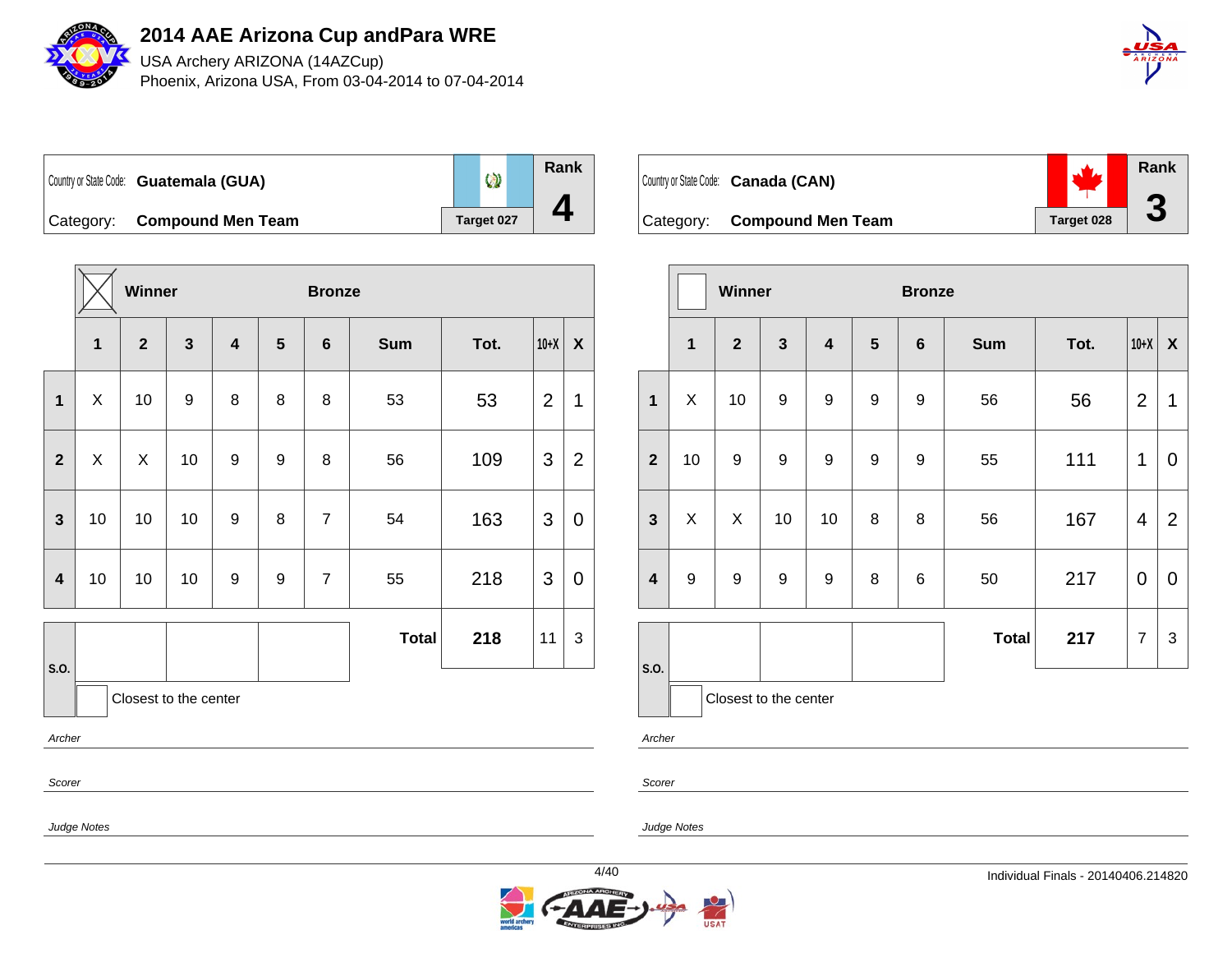# 2014 AAE Arizona Cup andPara WRE

USA Archery ARIZONA (14AZCup)
Phoenix, Arizona USA, From 03-04-2014 to 07-04-2014

Country or State Code: **Guatemala (GUA)**
Category: **Compound Men Team**
Target 027
Rank **4**

| | Winner | | | | | Bronze | | | | |
|---|---|---|---|---|---|---|---|---|---|---|
| | 1 | 2 | 3 | 4 | 5 | 6 | Sum | Tot. | 10+X | X |
| 1 | X | 10 | 9 | 8 | 8 | 8 | 53 | 53 | 2 | 1 |
| 2 | X | X | 10 | 9 | 9 | 8 | 56 | 109 | 3 | 2 |
| 3 | 10 | 10 | 10 | 9 | 8 | 7 | 54 | 163 | 3 | 0 |
| 4 | 10 | 10 | 10 | 9 | 9 | 7 | 55 | 218 | 3 | 0 |
| | | | | | | | Total | 218 | 11 | 3 |

S.O.

Closest to the center

*Archer*

*Scorer*

*Judge Notes*

Country or State Code: **Canada (CAN)**
Category: **Compound Men Team**
Target 028
Rank **3**

| | Winner | | | | | Bronze | | | | |
|---|---|---|---|---|---|---|---|---|---|---|
| | 1 | 2 | 3 | 4 | 5 | 6 | Sum | Tot. | 10+X | X |
| 1 | X | 10 | 9 | 9 | 9 | 9 | 56 | 56 | 2 | 1 |
| 2 | 10 | 9 | 9 | 9 | 9 | 9 | 55 | 111 | 1 | 0 |
| 3 | X | X | 10 | 10 | 8 | 8 | 56 | 167 | 4 | 2 |
| 4 | 9 | 9 | 9 | 9 | 8 | 6 | 50 | 217 | 0 | 0 |
| | | | | | | | Total | 217 | 7 | 3 |

S.O.

Closest to the center

*Archer*

*Scorer*

*Judge Notes*

Individual Finals - 20140406.214820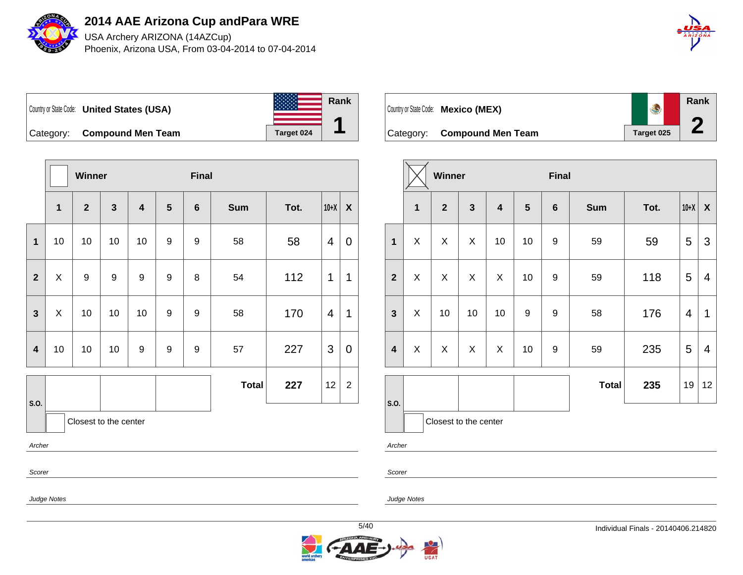# 2014 AAE Arizona Cup andPara WRE

USA Archery ARIZONA (14AZCup)
Phoenix, Arizona USA, From 03-04-2014 to 07-04-2014

Country or State Code: **United States (USA)**
Category: **Compound Men Team**
Target 024
Rank **1**

Winner — Final

| | 1 | 2 | 3 | 4 | 5 | 6 | Sum | Tot. | 10+X | X |
|---|---|---|---|---|---|---|---|---|---|---|
| 1 | 10 | 10 | 10 | 10 | 9 | 9 | 58 | 58 | 4 | 0 |
| 2 | X | 9 | 9 | 9 | 9 | 8 | 54 | 112 | 1 | 1 |
| 3 | X | 10 | 10 | 10 | 9 | 9 | 58 | 170 | 4 | 1 |
| 4 | 10 | 10 | 10 | 9 | 9 | 9 | 57 | 227 | 3 | 0 |
| | | | | | | | **Total** | **227** | 12 | 2 |

S.O.

Closest to the center

*Archer*

*Scorer*

*Judge Notes*

Country or State Code: **Mexico (MEX)**
Category: **Compound Men Team**
Target 025
Rank **2**

Winner (X) — Final

| | 1 | 2 | 3 | 4 | 5 | 6 | Sum | Tot. | 10+X | X |
|---|---|---|---|---|---|---|---|---|---|---|
| 1 | X | X | X | 10 | 10 | 9 | 59 | 59 | 5 | 3 |
| 2 | X | X | X | X | 10 | 9 | 59 | 118 | 5 | 4 |
| 3 | X | 10 | 10 | 10 | 9 | 9 | 58 | 176 | 4 | 1 |
| 4 | X | X | X | X | 10 | 9 | 59 | 235 | 5 | 4 |
| | | | | | | | **Total** | **235** | 19 | 12 |

S.O.

Closest to the center

*Archer*

*Scorer*

*Judge Notes*

Individual Finals - 20140406.214820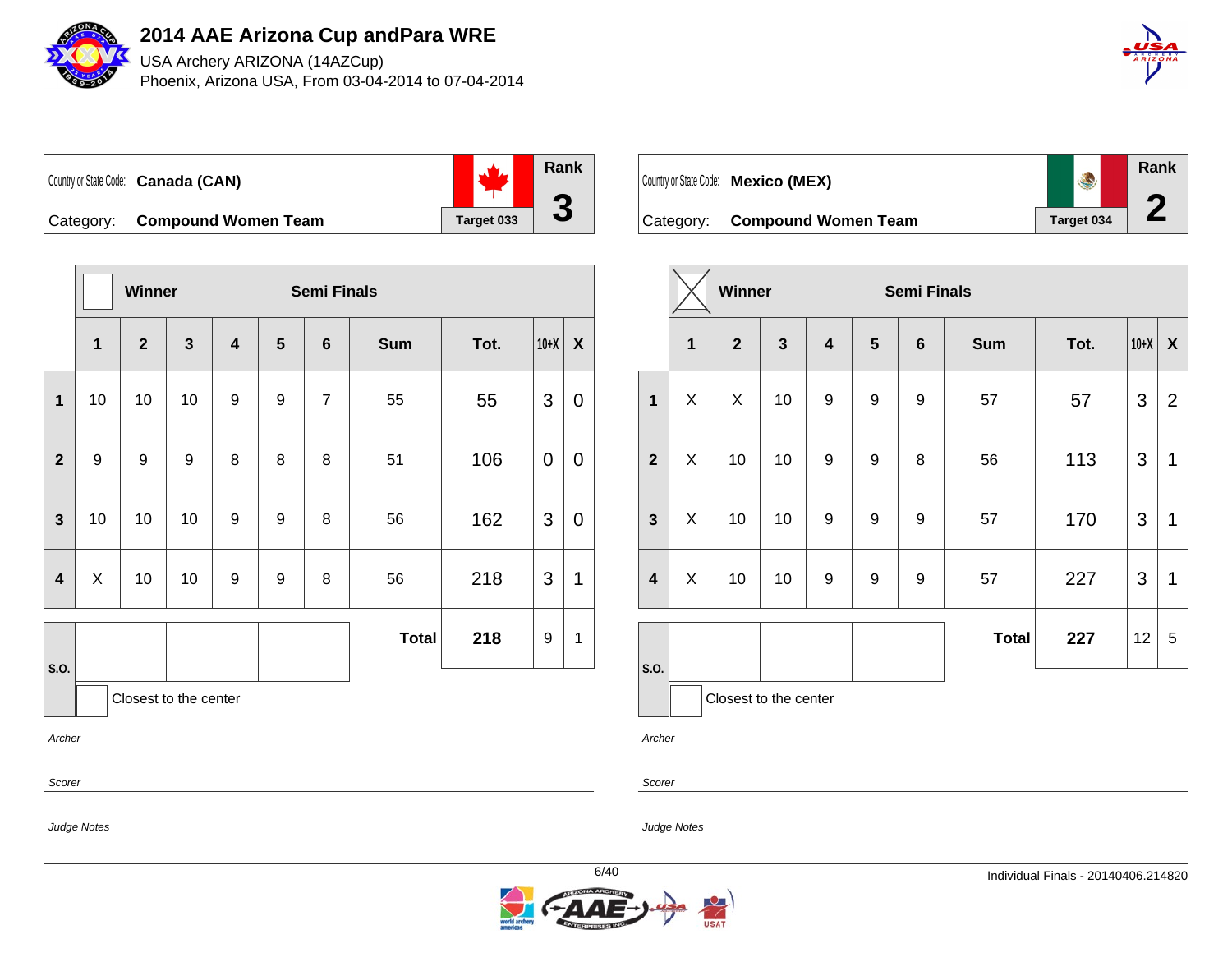# 2014 AAE Arizona Cup andPara WRE

USA Archery ARIZONA (14AZCup)

Phoenix, Arizona USA, From 03-04-2014 to 07-04-2014

Country or State Code: **Canada (CAN)**

Category: **Compound Women Team**

Target 033

Rank **3**

Winner ☐ — **Semi Finals**

| | 1 | 2 | 3 | 4 | 5 | 6 | Sum | Tot. | 10+X | X |
|---|---|---|---|---|---|---|---|---|---|---|
| 1 | 10 | 10 | 10 | 9 | 9 | 7 | 55 | 55 | 3 | 0 |
| 2 | 9 | 9 | 9 | 8 | 8 | 8 | 51 | 106 | 0 | 0 |
| 3 | 10 | 10 | 10 | 9 | 9 | 8 | 56 | 162 | 3 | 0 |
| 4 | X | 10 | 10 | 9 | 9 | 8 | 56 | 218 | 3 | 1 |
| | | | | | | | **Total** | **218** | 9 | 1 |

S.O.

Closest to the center

*Archer*

*Scorer*

*Judge Notes*

Country or State Code: **Mexico (MEX)**

Category: **Compound Women Team**

Target 034

Rank **2**

Winner ☒ — **Semi Finals**

| | 1 | 2 | 3 | 4 | 5 | 6 | Sum | Tot. | 10+X | X |
|---|---|---|---|---|---|---|---|---|---|---|
| 1 | X | X | 10 | 9 | 9 | 9 | 57 | 57 | 3 | 2 |
| 2 | X | 10 | 10 | 9 | 9 | 8 | 56 | 113 | 3 | 1 |
| 3 | X | 10 | 10 | 9 | 9 | 9 | 57 | 170 | 3 | 1 |
| 4 | X | 10 | 10 | 9 | 9 | 9 | 57 | 227 | 3 | 1 |
| | | | | | | | **Total** | **227** | 12 | 5 |

S.O.

Closest to the center

*Archer*

*Scorer*

*Judge Notes*

Individual Finals - 20140406.214820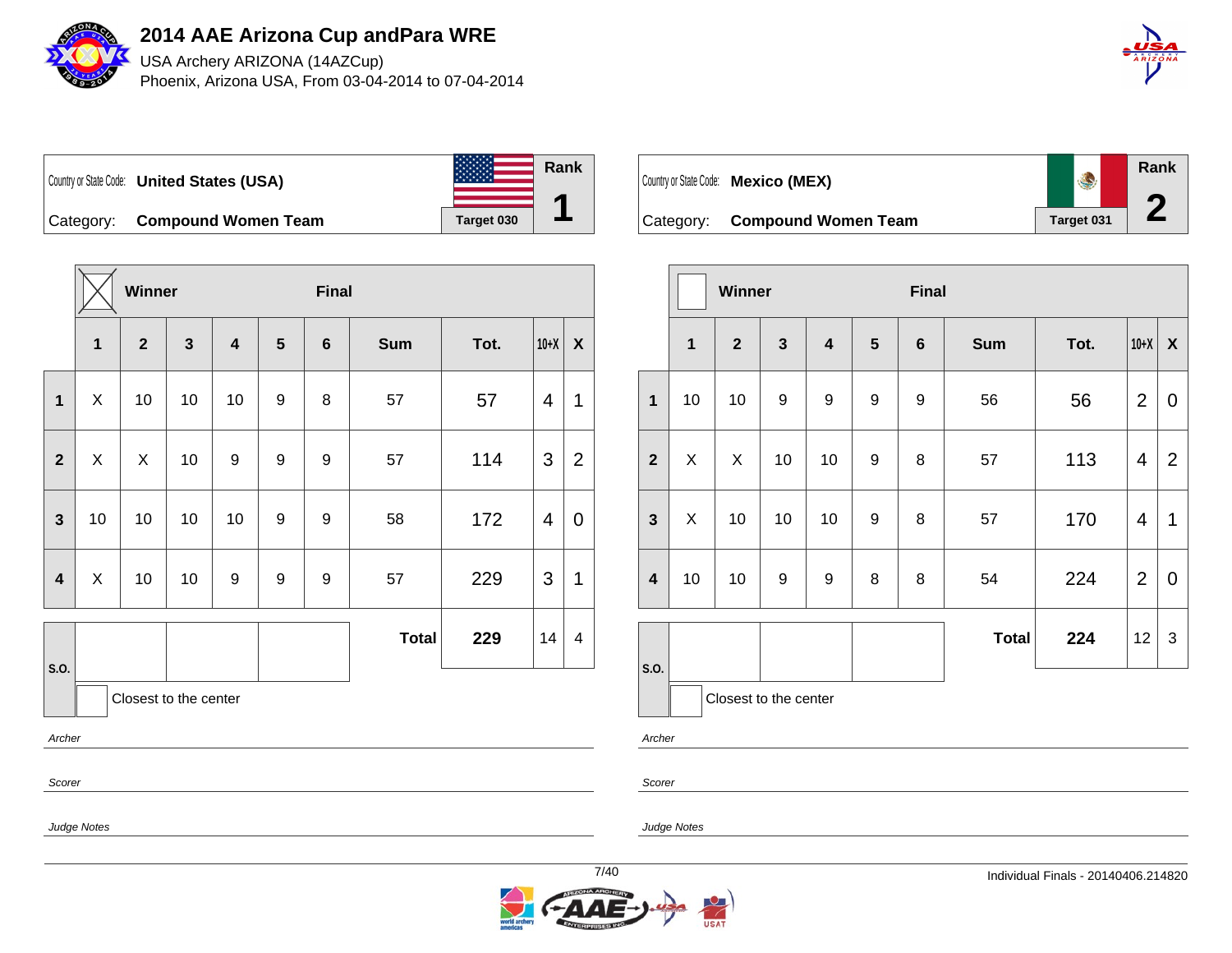# 2014 AAE Arizona Cup andPara WRE

USA Archery ARIZONA (14AZCup)

Phoenix, Arizona USA, From 03-04-2014 to 07-04-2014

| | | | |
|---|---|---|---|
| Country or State Code: | **United States (USA)** | | **Rank** |
| Category: | **Compound Women Team** | Target 030 | **1** |

| | Winner ☒ | | | | | Final | | | | |
|---|---|---|---|---|---|---|---|---|---|---|
| | **1** | **2** | **3** | **4** | **5** | **6** | **Sum** | **Tot.** | **10+X** | **X** |
| **1** | X | 10 | 10 | 10 | 9 | 8 | 57 | 57 | 4 | 1 |
| **2** | X | X | 10 | 9 | 9 | 9 | 57 | 114 | 3 | 2 |
| **3** | 10 | 10 | 10 | 10 | 9 | 9 | 58 | 172 | 4 | 0 |
| **4** | X | 10 | 10 | 9 | 9 | 9 | 57 | 229 | 3 | 1 |
| **S.O.** | | | | | | | **Total** | **229** | 14 | 4 |

Closest to the center

*Archer*

*Scorer*

*Judge Notes*

| | | | |
|---|---|---|---|
| Country or State Code: | **Mexico (MEX)** | | **Rank** |
| Category: | **Compound Women Team** | Target 031 | **2** |

| | Winner ☐ | | | | | Final | | | | |
|---|---|---|---|---|---|---|---|---|---|---|
| | **1** | **2** | **3** | **4** | **5** | **6** | **Sum** | **Tot.** | **10+X** | **X** |
| **1** | 10 | 10 | 9 | 9 | 9 | 9 | 56 | 56 | 2 | 0 |
| **2** | X | X | 10 | 10 | 9 | 8 | 57 | 113 | 4 | 2 |
| **3** | X | 10 | 10 | 10 | 9 | 8 | 57 | 170 | 4 | 1 |
| **4** | 10 | 10 | 9 | 9 | 8 | 8 | 54 | 224 | 2 | 0 |
| **S.O.** | | | | | | | **Total** | **224** | 12 | 3 |

Closest to the center

*Archer*

*Scorer*

*Judge Notes*

Individual Finals - 20140406.214820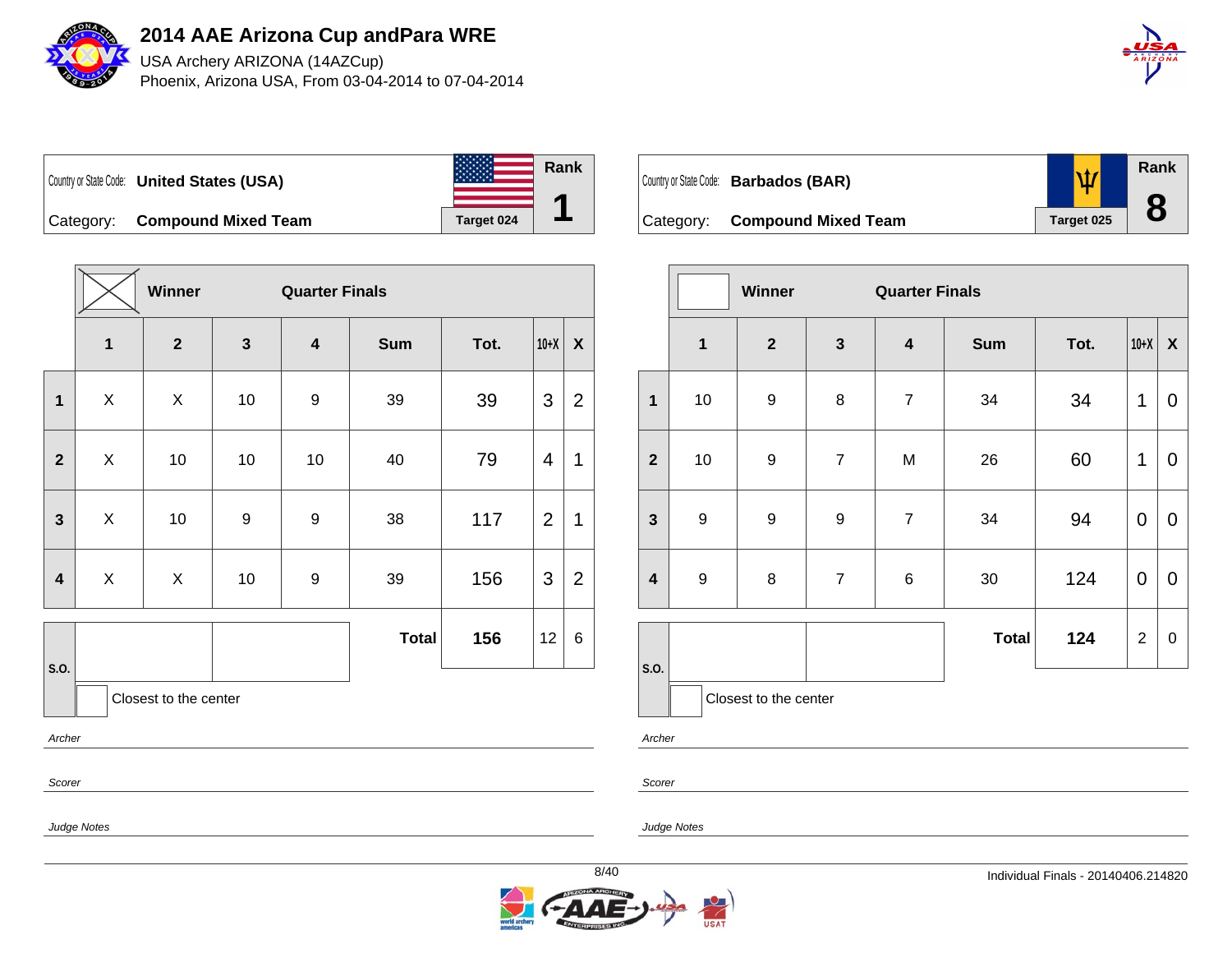# 2014 AAE Arizona Cup andPara WRE

USA Archery ARIZONA (14AZCup)

Phoenix, Arizona USA, From 03-04-2014 to 07-04-2014

Country or State Code: **United States (USA)**

Category: **Compound Mixed Team**

Target 024

Rank **1**

**Winner** — **Quarter Finals**

| | 1 | 2 | 3 | 4 | Sum | Tot. | 10+X | X |
|---|---|---|---|---|---|---|---|---|
| 1 | X | X | 10 | 9 | 39 | 39 | 3 | 2 |
| 2 | X | 10 | 10 | 10 | 40 | 79 | 4 | 1 |
| 3 | X | 10 | 9 | 9 | 38 | 117 | 2 | 1 |
| 4 | X | X | 10 | 9 | 39 | 156 | 3 | 2 |
| S.O. | | | | | **Total** | **156** | 12 | 6 |

Closest to the center

*Archer*

*Scorer*

*Judge Notes*

Country or State Code: **Barbados (BAR)**

Category: **Compound Mixed Team**

Target 025

Rank **8**

**Winner** — **Quarter Finals**

| | 1 | 2 | 3 | 4 | Sum | Tot. | 10+X | X |
|---|---|---|---|---|---|---|---|---|
| 1 | 10 | 9 | 8 | 7 | 34 | 34 | 1 | 0 |
| 2 | 10 | 9 | 7 | M | 26 | 60 | 1 | 0 |
| 3 | 9 | 9 | 9 | 7 | 34 | 94 | 0 | 0 |
| 4 | 9 | 8 | 7 | 6 | 30 | 124 | 0 | 0 |
| S.O. | | | | | **Total** | **124** | 2 | 0 |

Closest to the center

*Archer*

*Scorer*

*Judge Notes*

Individual Finals - 20140406.214820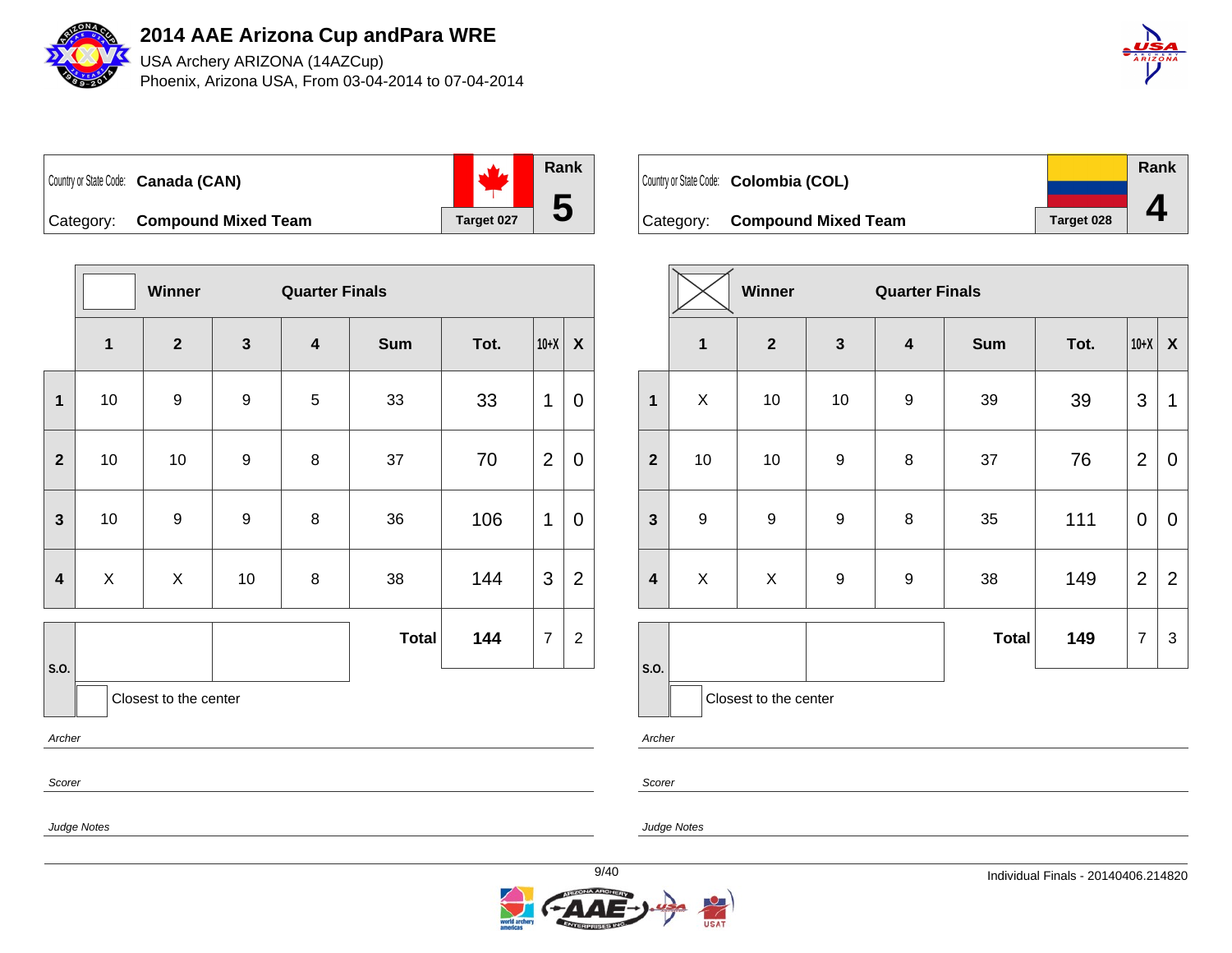# 2014 AAE Arizona Cup andPara WRE

USA Archery ARIZONA (14AZCup)

Phoenix, Arizona USA, From 03-04-2014 to 07-04-2014

| Country or State Code: | Canada (CAN) | | Rank |
|---|---|---|---|
| Category: | Compound Mixed Team | Target 027 | 5 |

| | Winner | | Quarter Finals | | | | |
|---|---|---|---|---|---|---|---|
| | 1 | 2 | 3 | 4 | Sum | Tot. | 10+X | X |
| 1 | 10 | 9 | 9 | 5 | 33 | 33 | 1 | 0 |
| 2 | 10 | 10 | 9 | 8 | 37 | 70 | 2 | 0 |
| 3 | 10 | 9 | 9 | 8 | 36 | 106 | 1 | 0 |
| 4 | X | X | 10 | 8 | 38 | 144 | 3 | 2 |
| S.O. | | | | | Total | 144 | 7 | 2 |

Closest to the center

Archer

Scorer

Judge Notes

| Country or State Code: | Colombia (COL) | | Rank |
|---|---|---|---|
| Category: | Compound Mixed Team | Target 028 | 4 |

| | Winner (X) | | Quarter Finals | | | | |
|---|---|---|---|---|---|---|---|
| | 1 | 2 | 3 | 4 | Sum | Tot. | 10+X | X |
| 1 | X | 10 | 10 | 9 | 39 | 39 | 3 | 1 |
| 2 | 10 | 10 | 9 | 8 | 37 | 76 | 2 | 0 |
| 3 | 9 | 9 | 9 | 8 | 35 | 111 | 0 | 0 |
| 4 | X | X | 9 | 9 | 38 | 149 | 2 | 2 |
| S.O. | | | | | Total | 149 | 7 | 3 |

Closest to the center

Archer

Scorer

Judge Notes

Individual Finals - 20140406.214820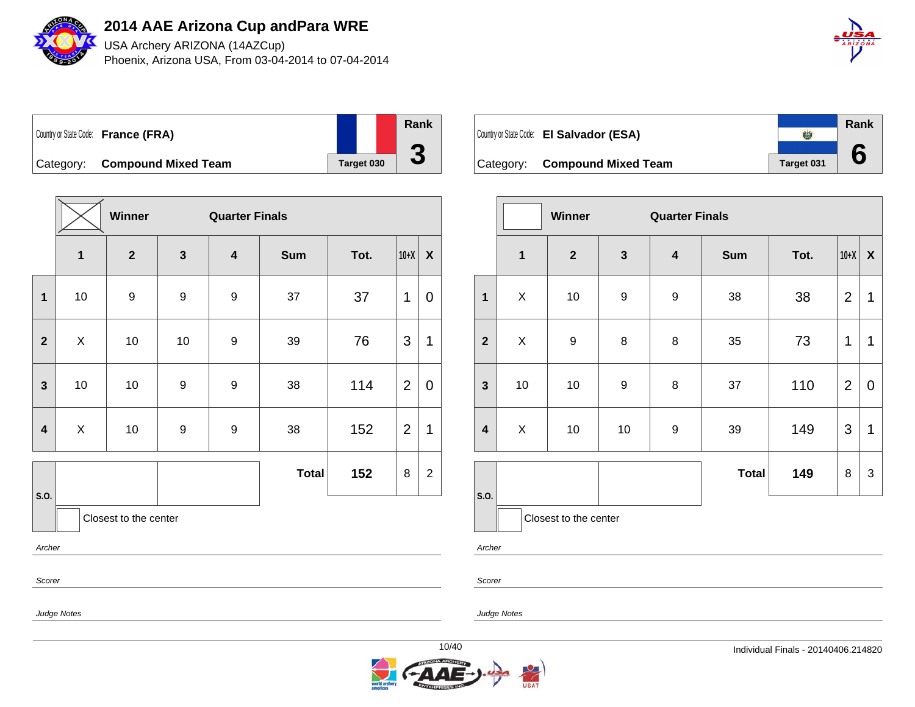# 2014 AAE Arizona Cup andPara WRE

USA Archery ARIZONA (14AZCup)

Phoenix, Arizona USA, From 03-04-2014 to 07-04-2014

Country or State Code: **France (FRA)**

Category: **Compound Mixed Team**

Target 030

Rank **3**

| | Winner ☒ | | Quarter Finals | | | | | |
|---|---|---|---|---|---|---|---|---|
| | 1 | 2 | 3 | 4 | Sum | Tot. | 10+X | X |
| 1 | 10 | 9 | 9 | 9 | 37 | 37 | 1 | 0 |
| 2 | X | 10 | 10 | 9 | 39 | 76 | 3 | 1 |
| 3 | 10 | 10 | 9 | 9 | 38 | 114 | 2 | 0 |
| 4 | X | 10 | 9 | 9 | 38 | 152 | 2 | 1 |
| | | | | | **Total** | **152** | 8 | 2 |

S.O.

Closest to the center

Archer

Scorer

Judge Notes

Country or State Code: **El Salvador (ESA)**

Category: **Compound Mixed Team**

Target 031

Rank **6**

| | Winner ☐ | | Quarter Finals | | | | | |
|---|---|---|---|---|---|---|---|---|
| | 1 | 2 | 3 | 4 | Sum | Tot. | 10+X | X |
| 1 | X | 10 | 9 | 9 | 38 | 38 | 2 | 1 |
| 2 | X | 9 | 8 | 8 | 35 | 73 | 1 | 1 |
| 3 | 10 | 10 | 9 | 8 | 37 | 110 | 2 | 0 |
| 4 | X | 10 | 10 | 9 | 39 | 149 | 3 | 1 |
| | | | | | **Total** | **149** | 8 | 3 |

S.O.

Closest to the center

Archer

Scorer

Judge Notes

Individual Finals - 20140406.214820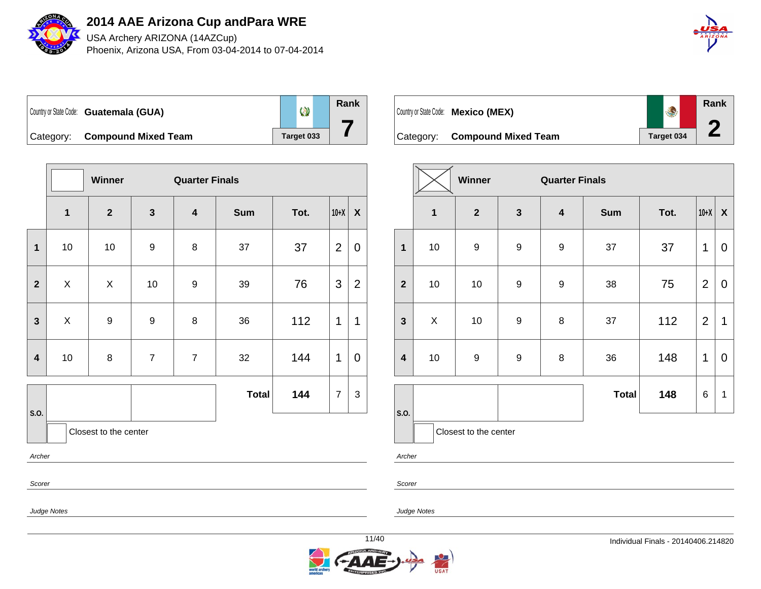# 2014 AAE Arizona Cup andPara WRE

USA Archery ARIZONA (14AZCup)
Phoenix, Arizona USA, From 03-04-2014 to 07-04-2014

| Country or State Code: | Guatemala (GUA) | Rank |
|---|---|---|
| Category: | Compound Mixed Team | 7 |
| | Target 033 | |

**Winner** ☐ — **Quarter Finals**

| | 1 | 2 | 3 | 4 | Sum | Tot. | 10+X | X |
|---|---|---|---|---|---|---|---|---|
| 1 | 10 | 10 | 9 | 8 | 37 | 37 | 2 | 0 |
| 2 | X | X | 10 | 9 | 39 | 76 | 3 | 2 |
| 3 | X | 9 | 9 | 8 | 36 | 112 | 1 | 1 |
| 4 | 10 | 8 | 7 | 7 | 32 | 144 | 1 | 0 |
| S.O. | | | | | Total | 144 | 7 | 3 |

☐ Closest to the center

Archer

Scorer

Judge Notes

| Country or State Code: | Mexico (MEX) | Rank |
|---|---|---|
| Category: | Compound Mixed Team | 2 |
| | Target 034 | |

**Winner** ☒ — **Quarter Finals**

| | 1 | 2 | 3 | 4 | Sum | Tot. | 10+X | X |
|---|---|---|---|---|---|---|---|---|
| 1 | 10 | 9 | 9 | 9 | 37 | 37 | 1 | 0 |
| 2 | 10 | 10 | 9 | 9 | 38 | 75 | 2 | 0 |
| 3 | X | 10 | 9 | 8 | 37 | 112 | 2 | 1 |
| 4 | 10 | 9 | 9 | 8 | 36 | 148 | 1 | 0 |
| S.O. | | | | | Total | 148 | 6 | 1 |

☐ Closest to the center

Archer

Scorer

Judge Notes

Individual Finals - 20140406.214820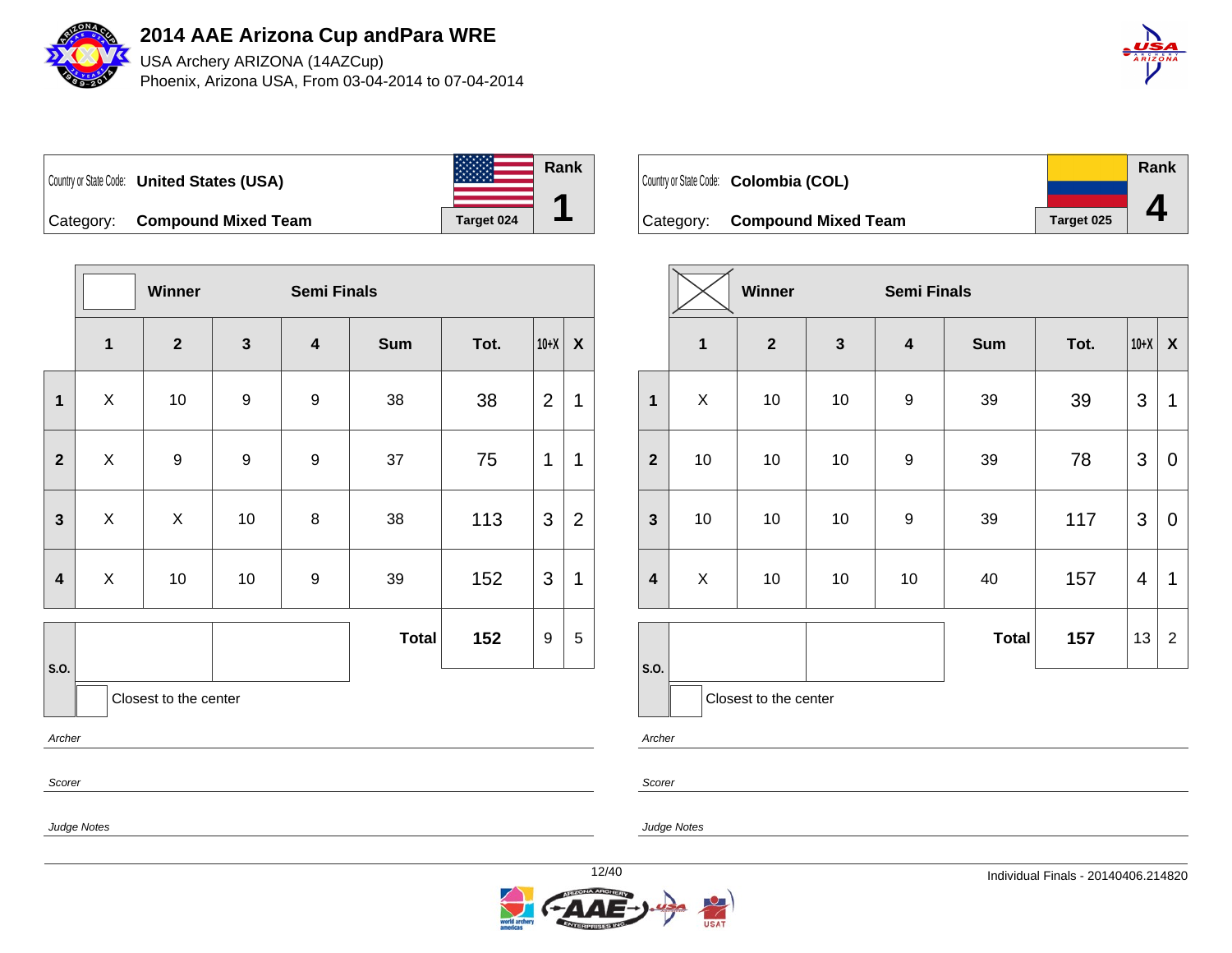# 2014 AAE Arizona Cup andPara WRE

USA Archery ARIZONA (14AZCup)

Phoenix, Arizona USA, From 03-04-2014 to 07-04-2014

| Country or State Code: | United States (USA) | Rank |
|---|---|---|
| Category: | Compound Mixed Team | Target 024 | 1 |

**Winner** — **Semi Finals**

| | 1 | 2 | 3 | 4 | Sum | Tot. | 10+X | X |
|---|---|---|---|---|---|---|---|---|
| 1 | X | 10 | 9 | 9 | 38 | 38 | 2 | 1 |
| 2 | X | 9 | 9 | 9 | 37 | 75 | 1 | 1 |
| 3 | X | X | 10 | 8 | 38 | 113 | 3 | 2 |
| 4 | X | 10 | 10 | 9 | 39 | 152 | 3 | 1 |
| S.O. | | | | | **Total** | **152** | 9 | 5 |

Closest to the center

Archer

Scorer

Judge Notes

| Country or State Code: | Colombia (COL) | Rank |
|---|---|---|
| Category: | Compound Mixed Team | Target 025 | 4 |

**Winner** — **Semi Finals**

| | 1 | 2 | 3 | 4 | Sum | Tot. | 10+X | X |
|---|---|---|---|---|---|---|---|---|
| 1 | X | 10 | 10 | 9 | 39 | 39 | 3 | 1 |
| 2 | 10 | 10 | 10 | 9 | 39 | 78 | 3 | 0 |
| 3 | 10 | 10 | 10 | 9 | 39 | 117 | 3 | 0 |
| 4 | X | 10 | 10 | 10 | 40 | 157 | 4 | 1 |
| S.O. | | | | | **Total** | **157** | 13 | 2 |

Closest to the center

Archer

Scorer

Judge Notes

Individual Finals - 20140406.214820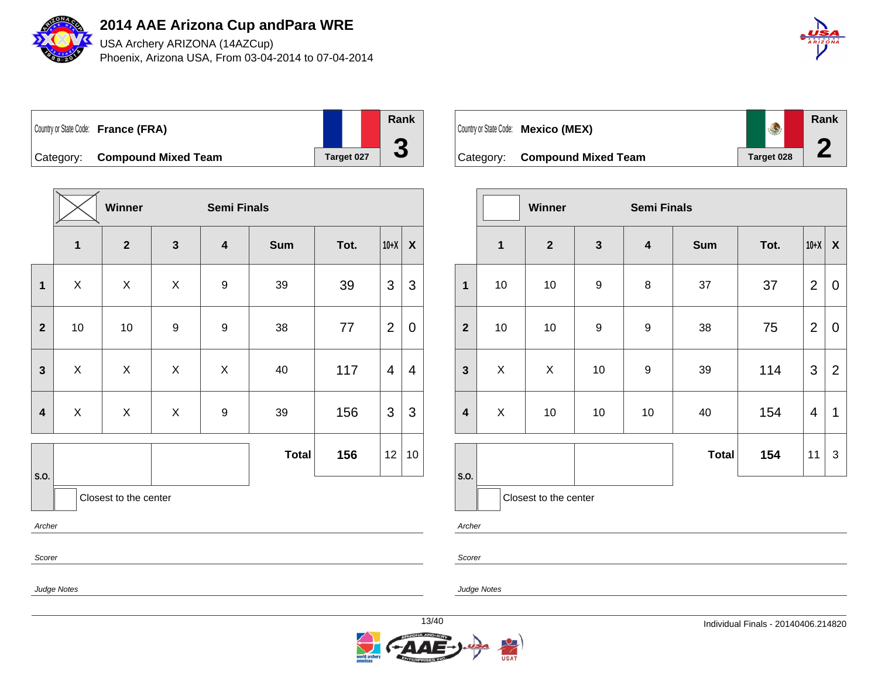# 2014 AAE Arizona Cup andPara WRE

USA Archery ARIZONA (14AZCup)

Phoenix, Arizona USA, From 03-04-2014 to 07-04-2014

Country or State Code: **France (FRA)**

Category: **Compound Mixed Team**

Target 027

Rank **3**

| | Winner ☒ | Semi Finals | | | | | | |
|---|---|---|---|---|---|---|---|---|
| | 1 | 2 | 3 | 4 | Sum | Tot. | 10+X | X |
| 1 | X | X | X | 9 | 39 | 39 | 3 | 3 |
| 2 | 10 | 10 | 9 | 9 | 38 | 77 | 2 | 0 |
| 3 | X | X | X | X | 40 | 117 | 4 | 4 |
| 4 | X | X | X | 9 | 39 | 156 | 3 | 3 |
| S.O. | | | | | **Total** | **156** | 12 | 10 |

Closest to the center

Archer

Scorer

Judge Notes

Country or State Code: **Mexico (MEX)**

Category: **Compound Mixed Team**

Target 028

Rank **2**

| | Winner ☐ | Semi Finals | | | | | | |
|---|---|---|---|---|---|---|---|---|
| | 1 | 2 | 3 | 4 | Sum | Tot. | 10+X | X |
| 1 | 10 | 10 | 9 | 8 | 37 | 37 | 2 | 0 |
| 2 | 10 | 10 | 9 | 9 | 38 | 75 | 2 | 0 |
| 3 | X | X | 10 | 9 | 39 | 114 | 3 | 2 |
| 4 | X | 10 | 10 | 10 | 40 | 154 | 4 | 1 |
| S.O. | | | | | **Total** | **154** | 11 | 3 |

Closest to the center

Archer

Scorer

Judge Notes

Individual Finals - 20140406.214820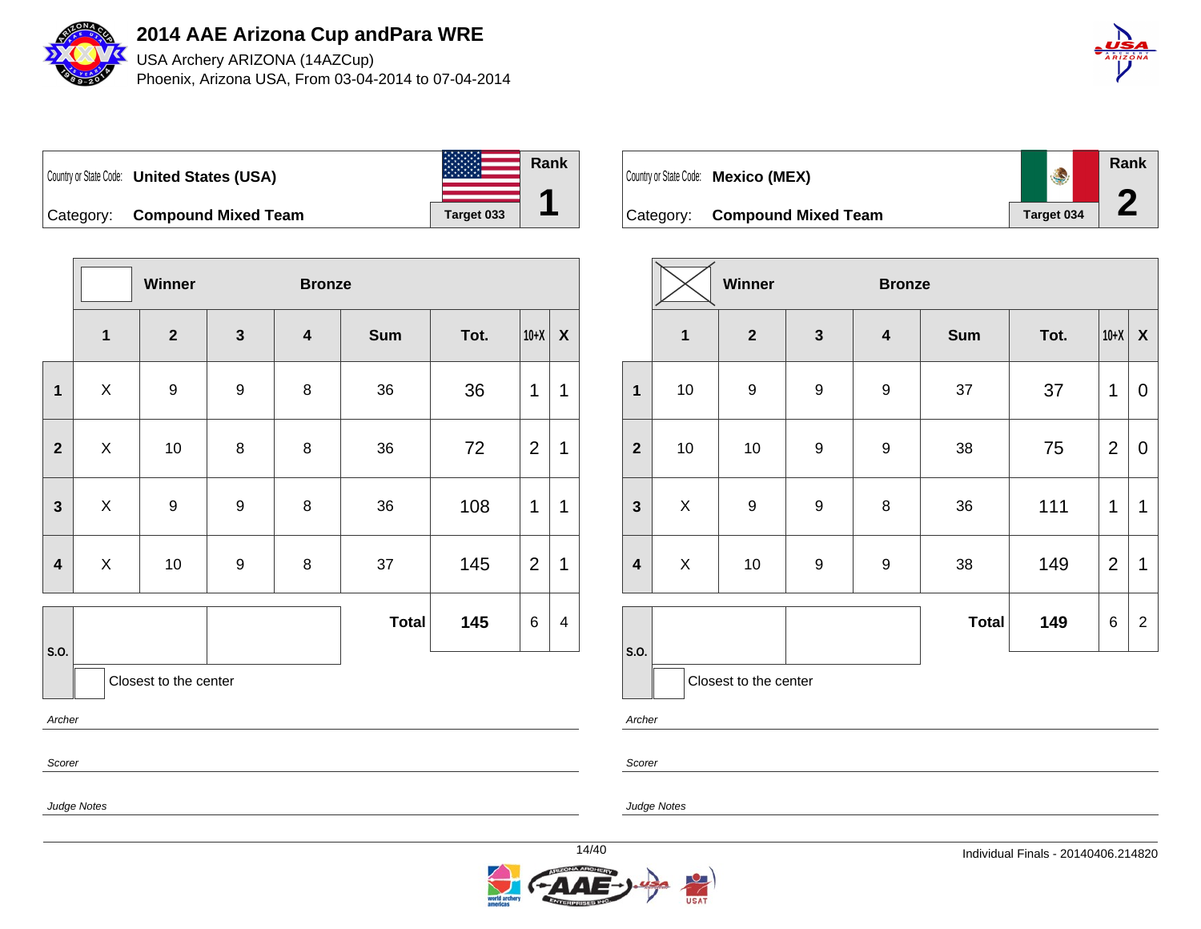# 2014 AAE Arizona Cup andPara WRE

USA Archery ARIZONA (14AZCup)

Phoenix, Arizona USA, From 03-04-2014 to 07-04-2014

| | | | |
|---|---|---|---|
| Country or State Code: | **United States (USA)** | | **Rank** |
| Category: | **Compound Mixed Team** | **Target 033** | **1** |

| | 1 | 2 | 3 | 4 | Sum | Tot. | 10+X | X |
|---|---|---|---|---|---|---|---|---|
| **1** | X | 9 | 9 | 8 | 36 | 36 | 1 | 1 |
| **2** | X | 10 | 8 | 8 | 36 | 72 | 2 | 1 |
| **3** | X | 9 | 9 | 8 | 36 | 108 | 1 | 1 |
| **4** | X | 10 | 9 | 8 | 37 | 145 | 2 | 1 |
| | | | | | **Total** | **145** | 6 | 4 |

Winner / Bronze

S.O.

Closest to the center

*Archer*

*Scorer*

*Judge Notes*

| | | | |
|---|---|---|---|
| Country or State Code: | **Mexico (MEX)** | | **Rank** |
| Category: | **Compound Mixed Team** | **Target 034** | **2** |

| | 1 | 2 | 3 | 4 | Sum | Tot. | 10+X | X |
|---|---|---|---|---|---|---|---|---|
| **1** | 10 | 9 | 9 | 9 | 37 | 37 | 1 | 0 |
| **2** | 10 | 10 | 9 | 9 | 38 | 75 | 2 | 0 |
| **3** | X | 9 | 9 | 8 | 36 | 111 | 1 | 1 |
| **4** | X | 10 | 9 | 9 | 38 | 149 | 2 | 1 |
| | | | | | **Total** | **149** | 6 | 2 |

Winner / Bronze

S.O.

Closest to the center

*Archer*

*Scorer*

*Judge Notes*

Individual Finals - 20140406.214820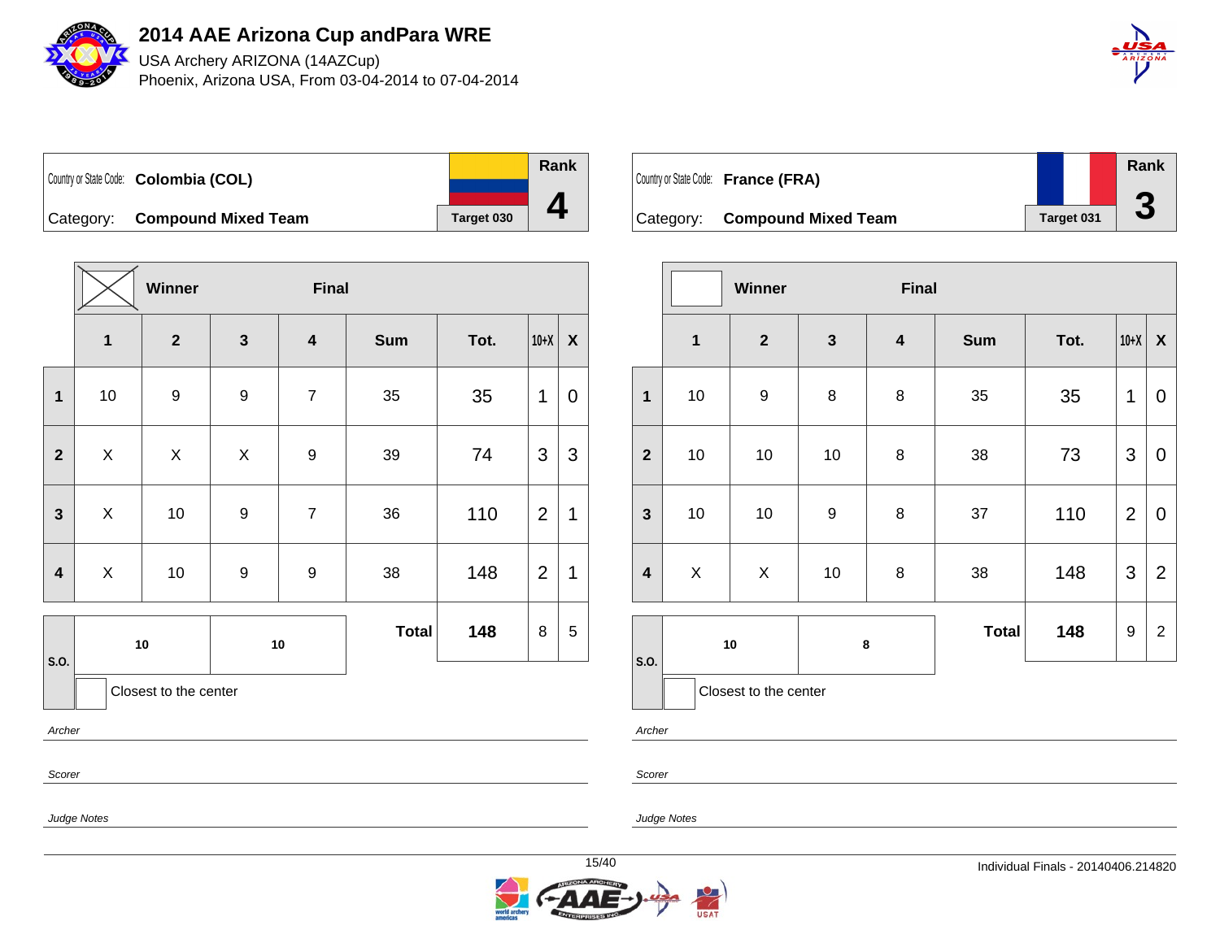# 2014 AAE Arizona Cup andPara WRE

USA Archery ARIZONA (14AZCup)

Phoenix, Arizona USA, From 03-04-2014 to 07-04-2014

Country or State Code: **Colombia (COL)**

Category: **Compound Mixed Team**

Target 030

Rank **4**

| | Winner | | Final | | | | | |
|---|---|---|---|---|---|---|---|---|
| | 1 | 2 | 3 | 4 | Sum | Tot. | 10+X | X |
| 1 | 10 | 9 | 9 | 7 | 35 | 35 | 1 | 0 |
| 2 | X | X | X | 9 | 39 | 74 | 3 | 3 |
| 3 | X | 10 | 9 | 7 | 36 | 110 | 2 | 1 |
| 4 | X | 10 | 9 | 9 | 38 | 148 | 2 | 1 |
| S.O. | 10 | 10 | | **Total** | | **148** | 8 | 5 |

Closest to the center

Archer

Scorer

Judge Notes

Country or State Code: **France (FRA)**

Category: **Compound Mixed Team**

Target 031

Rank **3**

| | Winner | | Final | | | | | |
|---|---|---|---|---|---|---|---|---|
| | 1 | 2 | 3 | 4 | Sum | Tot. | 10+X | X |
| 1 | 10 | 9 | 8 | 8 | 35 | 35 | 1 | 0 |
| 2 | 10 | 10 | 10 | 8 | 38 | 73 | 3 | 0 |
| 3 | 10 | 10 | 9 | 8 | 37 | 110 | 2 | 0 |
| 4 | X | X | 10 | 8 | 38 | 148 | 3 | 2 |
| S.O. | 10 | 8 | | **Total** | | **148** | 9 | 2 |

Closest to the center

Archer

Scorer

Judge Notes

Individual Finals - 20140406.214820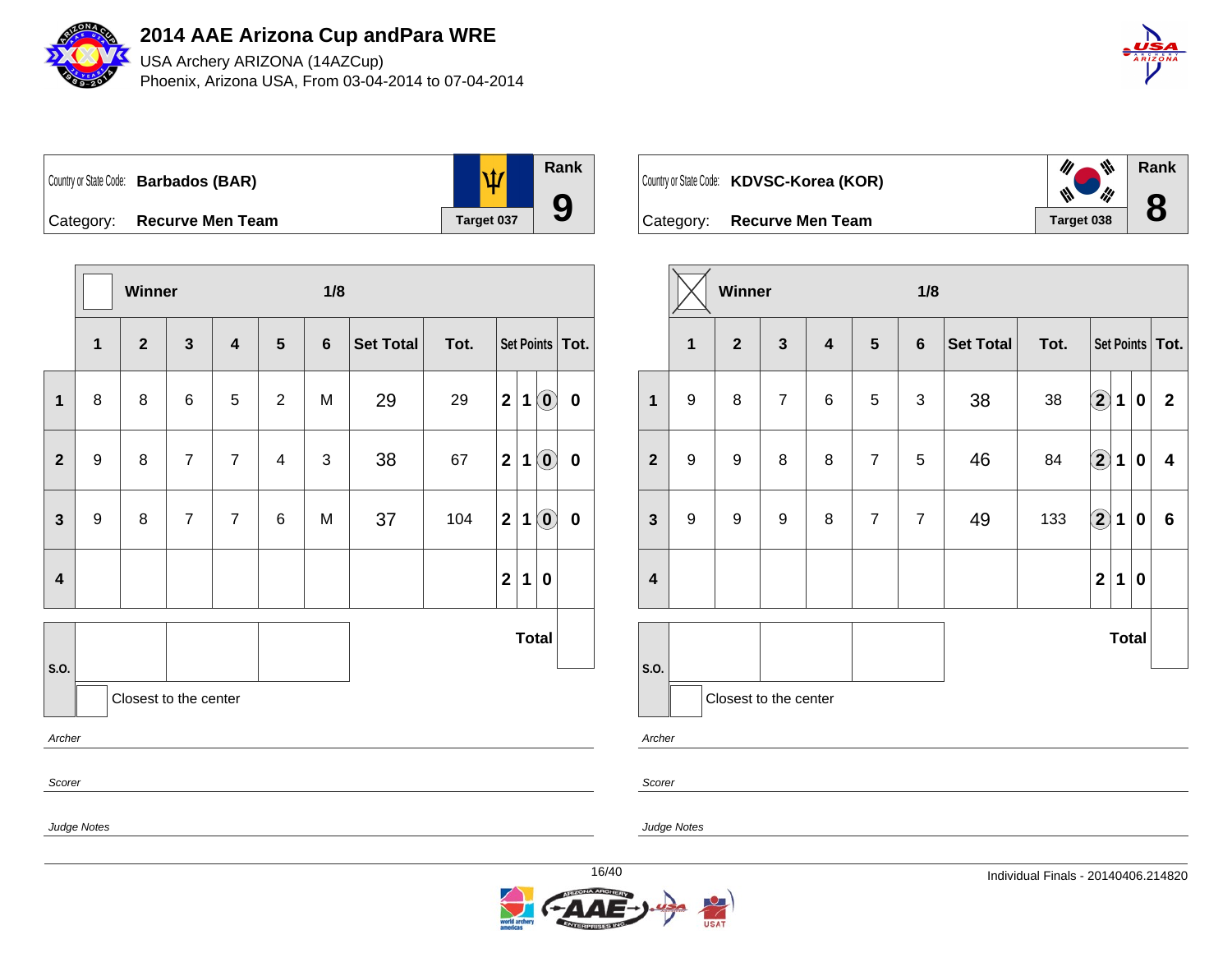# 2014 AAE Arizona Cup andPara WRE

USA Archery ARIZONA (14AZCup)

Phoenix, Arizona USA, From 03-04-2014 to 07-04-2014

| Country or State Code: | Barbados (BAR) | | Rank |
|---|---|---|---|
| Category: | Recurve Men Team | Target 037 | 9 |

Winner ☐ — 1/8

| | 1 | 2 | 3 | 4 | 5 | 6 | Set Total | Tot. | Set Points | | | Tot. |
|---|---|---|---|---|---|---|---|---|---|---|---|---|
| 1 | 8 | 8 | 6 | 5 | 2 | M | 29 | 29 | 2 | 1 | (0) | 0 |
| 2 | 9 | 8 | 7 | 7 | 4 | 3 | 38 | 67 | 2 | 1 | (0) | 0 |
| 3 | 9 | 8 | 7 | 7 | 6 | M | 37 | 104 | 2 | 1 | (0) | 0 |
| 4 | | | | | | | | | 2 | 1 | 0 | |

S.O. | | | | Total

☐ Closest to the center

Archer

Scorer

Judge Notes

| Country or State Code: | KDVSC-Korea (KOR) | | Rank |
|---|---|---|---|
| Category: | Recurve Men Team | Target 038 | 8 |

Winner ☒ — 1/8

| | 1 | 2 | 3 | 4 | 5 | 6 | Set Total | Tot. | Set Points | | | Tot. |
|---|---|---|---|---|---|---|---|---|---|---|---|---|
| 1 | 9 | 8 | 7 | 6 | 5 | 3 | 38 | 38 | (2) | 1 | 0 | 2 |
| 2 | 9 | 9 | 8 | 8 | 7 | 5 | 46 | 84 | (2) | 1 | 0 | 4 |
| 3 | 9 | 9 | 9 | 8 | 7 | 7 | 49 | 133 | (2) | 1 | 0 | 6 |
| 4 | | | | | | | | | 2 | 1 | 0 | |

S.O. | | | | Total

☐ Closest to the center

Archer

Scorer

Judge Notes

Individual Finals - 20140406.214820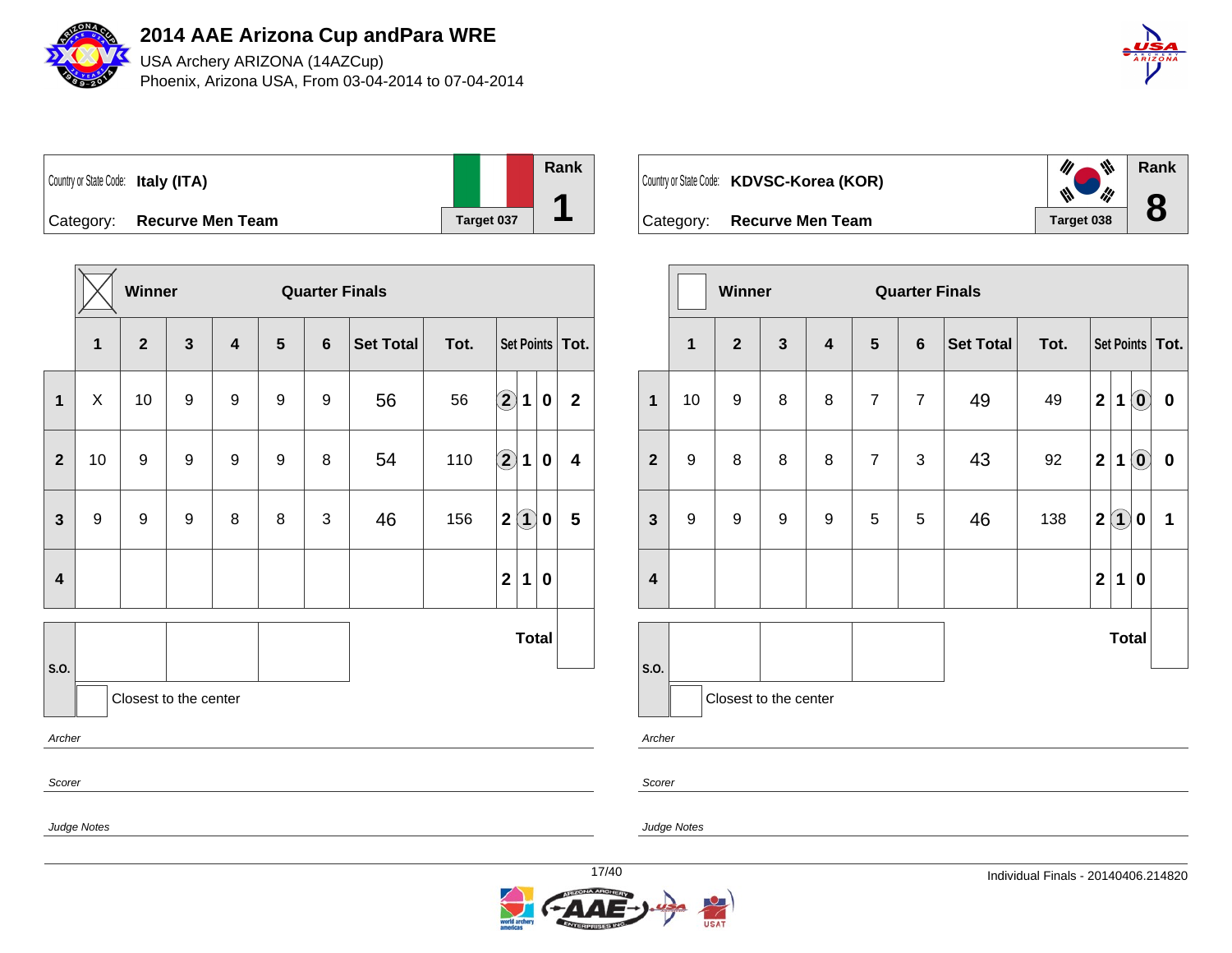# 2014 AAE Arizona Cup andPara WRE

USA Archery ARIZONA (14AZCup)

Phoenix, Arizona USA, From 03-04-2014 to 07-04-2014

Country or State Code: **Italy (ITA)**

Category: **Recurve Men Team**

Target 037

Rank **1**

| | ☒ Winner | | | Quarter Finals | | | | | | | |
|---|---|---|---|---|---|---|---|---|---|---|---|
| | 1 | 2 | 3 | 4 | 5 | 6 | Set Total | Tot. | Set Points | | | Tot. |
| 1 | X | 10 | 9 | 9 | 9 | 9 | 56 | 56 | (2) | 1 | 0 | 2 |
| 2 | 10 | 9 | 9 | 9 | 9 | 8 | 54 | 110 | (2) | 1 | 0 | 4 |
| 3 | 9 | 9 | 9 | 8 | 8 | 3 | 46 | 156 | 2 | (1) | 0 | 5 |
| 4 | | | | | | | | | 2 | 1 | 0 | |

S.O.: | | | | — Total:

Closest to the center

Archer

Scorer

Judge Notes

Country or State Code: **KDVSC-Korea (KOR)**

Category: **Recurve Men Team**

Target 038

Rank **8**

| | ☐ Winner | | | Quarter Finals | | | | | | | |
|---|---|---|---|---|---|---|---|---|---|---|---|
| | 1 | 2 | 3 | 4 | 5 | 6 | Set Total | Tot. | Set Points | | | Tot. |
| 1 | 10 | 9 | 8 | 8 | 7 | 7 | 49 | 49 | 2 | 1 | (0) | 0 |
| 2 | 9 | 8 | 8 | 8 | 7 | 3 | 43 | 92 | 2 | 1 | (0) | 0 |
| 3 | 9 | 9 | 9 | 9 | 5 | 5 | 46 | 138 | 2 | (1) | 0 | 1 |
| 4 | | | | | | | | | 2 | 1 | 0 | |

S.O.: | | | | — Total:

Closest to the center

Archer

Scorer

Judge Notes

Individual Finals - 20140406.214820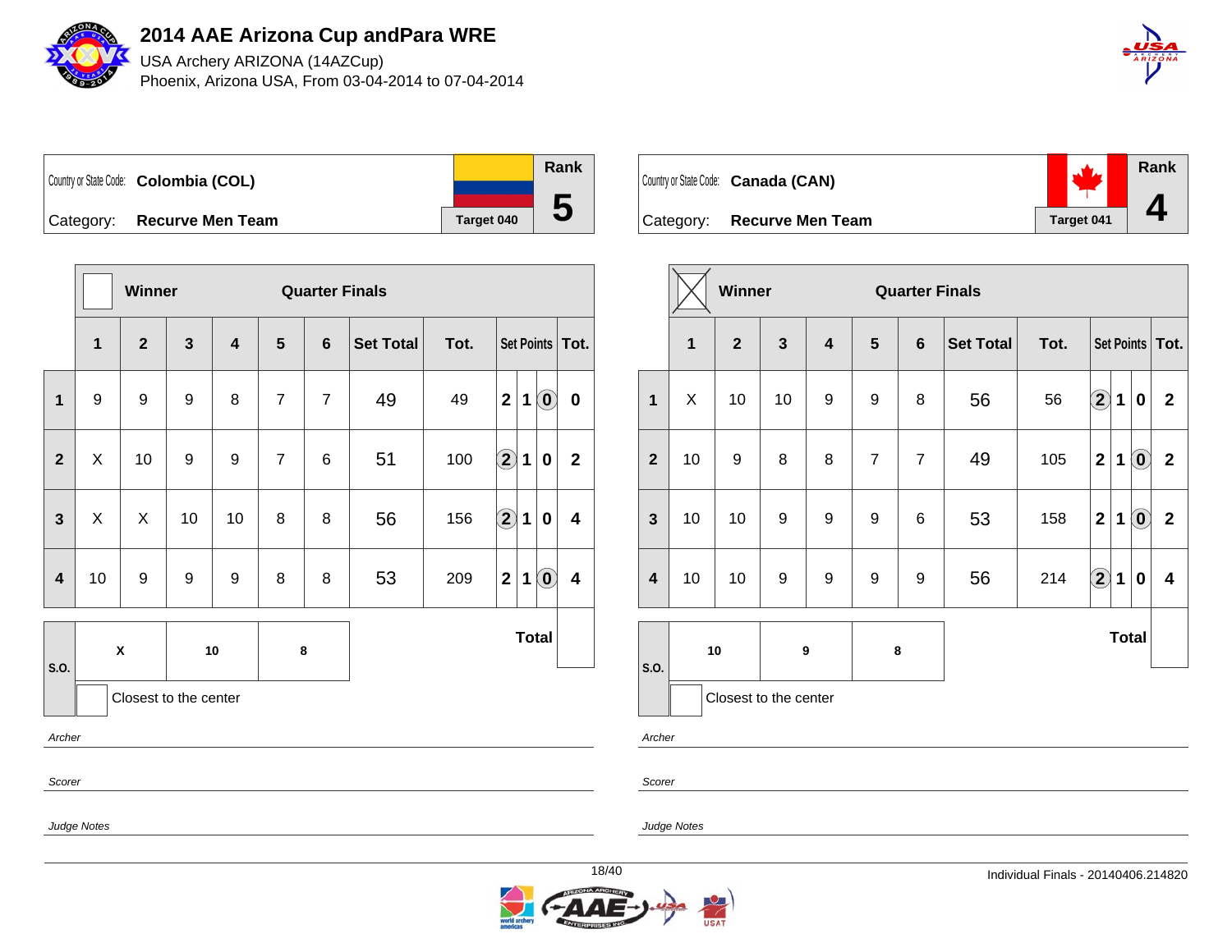# 2014 AAE Arizona Cup andPara WRE

USA Archery ARIZONA (14AZCup)

Phoenix, Arizona USA, From 03-04-2014 to 07-04-2014

| | | | |
|---|---|---|---|
| Country or State Code: | **Colombia (COL)** | | **Rank** |
| Category: | **Recurve Men Team** | **Target 040** | **5** |

**Winner** ☐ — **Quarter Finals**

| | 1 | 2 | 3 | 4 | 5 | 6 | Set Total | Tot. | Set Points | | | Tot. |
|---|---|---|---|---|---|---|---|---|---|---|---|---|
| 1 | 9 | 9 | 9 | 8 | 7 | 7 | 49 | 49 | 2 | 1 | (0) | 0 |
| 2 | X | 10 | 9 | 9 | 7 | 6 | 51 | 100 | (2) | 1 | 0 | 2 |
| 3 | X | X | 10 | 10 | 8 | 8 | 56 | 156 | (2) | 1 | 0 | 4 |
| 4 | 10 | 9 | 9 | 9 | 8 | 8 | 53 | 209 | 2 | 1 | (0) | 4 |

| S.O. | | | | Total |
|---|---|---|---|---|
| | X | 10 | 8 | |

☐ Closest to the center

*Archer*

*Scorer*

*Judge Notes*

| | | | |
|---|---|---|---|
| Country or State Code: | **Canada (CAN)** | | **Rank** |
| Category: | **Recurve Men Team** | **Target 041** | **4** |

**Winner** ☒ — **Quarter Finals**

| | 1 | 2 | 3 | 4 | 5 | 6 | Set Total | Tot. | Set Points | | | Tot. |
|---|---|---|---|---|---|---|---|---|---|---|---|---|
| 1 | X | 10 | 10 | 9 | 9 | 8 | 56 | 56 | (2) | 1 | 0 | 2 |
| 2 | 10 | 9 | 8 | 8 | 7 | 7 | 49 | 105 | 2 | 1 | (0) | 2 |
| 3 | 10 | 10 | 9 | 9 | 9 | 6 | 53 | 158 | 2 | 1 | (0) | 2 |
| 4 | 10 | 10 | 9 | 9 | 9 | 9 | 56 | 214 | (2) | 1 | 0 | 4 |

| S.O. | | | | Total |
|---|---|---|---|---|
| | 10 | 9 | 8 | |

☐ Closest to the center

*Archer*

*Scorer*

*Judge Notes*

Individual Finals - 20140406.214820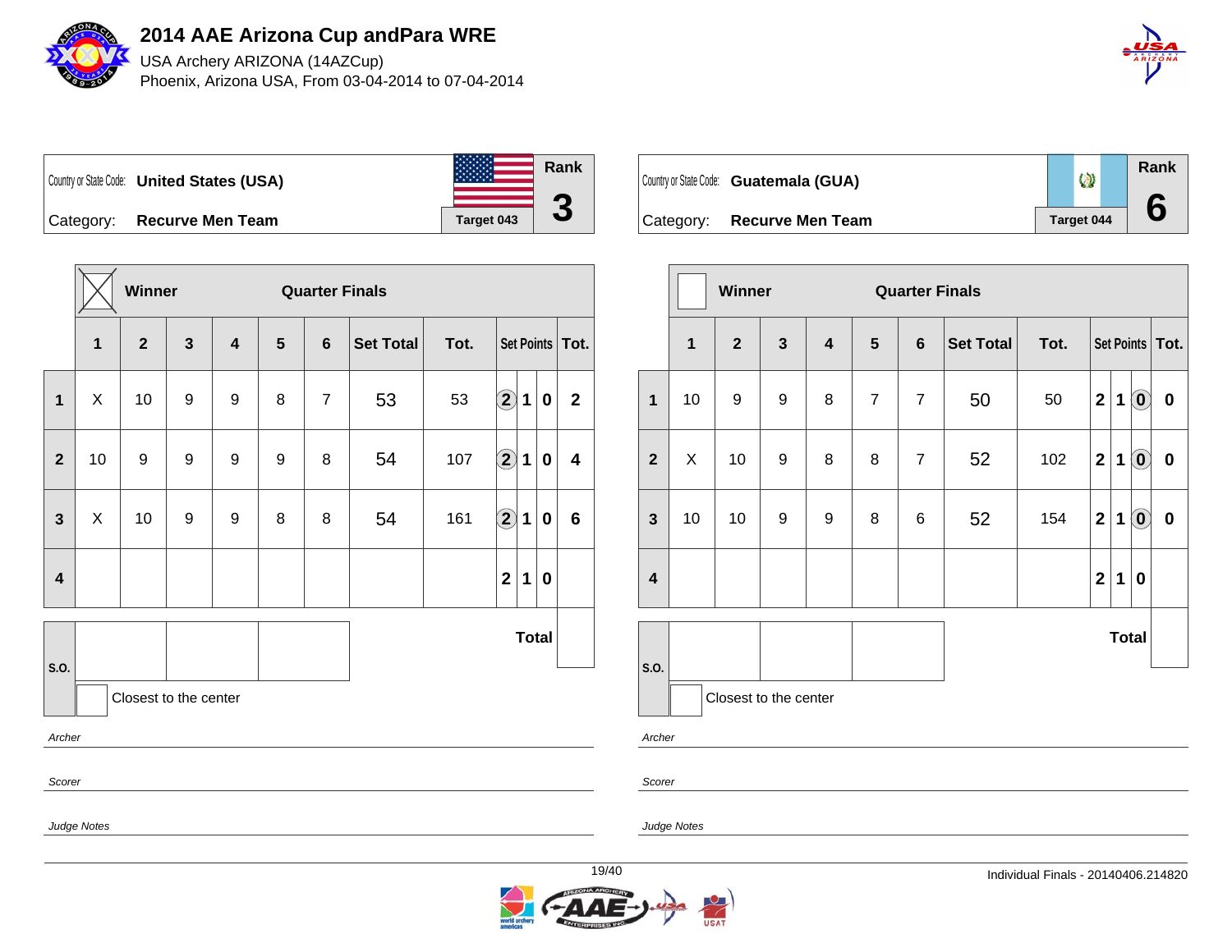# 2014 AAE Arizona Cup andPara WRE

USA Archery ARIZONA (14AZCup)
Phoenix, Arizona USA, From 03-04-2014 to 07-04-2014

Country or State Code: **United States (USA)**
Category: **Recurve Men Team**
Target 043
Rank **3**

**Winner** — **Quarter Finals**

| | 1 | 2 | 3 | 4 | 5 | 6 | Set Total | Tot. | Set Points | | | Tot. |
|---|---|---|---|---|---|---|---|---|---|---|---|---|
| 1 | X | 10 | 9 | 9 | 8 | 7 | 53 | 53 | (2) | 1 | 0 | 2 |
| 2 | 10 | 9 | 9 | 9 | 9 | 8 | 54 | 107 | (2) | 1 | 0 | 4 |
| 3 | X | 10 | 9 | 9 | 8 | 8 | 54 | 161 | (2) | 1 | 0 | 6 |
| 4 | | | | | | | | | 2 | 1 | 0 | |

S.O.
Closest to the center
Total

Archer

Scorer

Judge Notes

Country or State Code: **Guatemala (GUA)**
Category: **Recurve Men Team**
Target 044
Rank **6**

**Winner** — **Quarter Finals**

| | 1 | 2 | 3 | 4 | 5 | 6 | Set Total | Tot. | Set Points | | | Tot. |
|---|---|---|---|---|---|---|---|---|---|---|---|---|
| 1 | 10 | 9 | 9 | 8 | 7 | 7 | 50 | 50 | 2 | 1 | (0) | 0 |
| 2 | X | 10 | 9 | 8 | 8 | 7 | 52 | 102 | 2 | 1 | (0) | 0 |
| 3 | 10 | 10 | 9 | 9 | 8 | 6 | 52 | 154 | 2 | 1 | (0) | 0 |
| 4 | | | | | | | | | 2 | 1 | 0 | |

S.O.
Closest to the center
Total

Archer

Scorer

Judge Notes

Individual Finals - 20140406.214820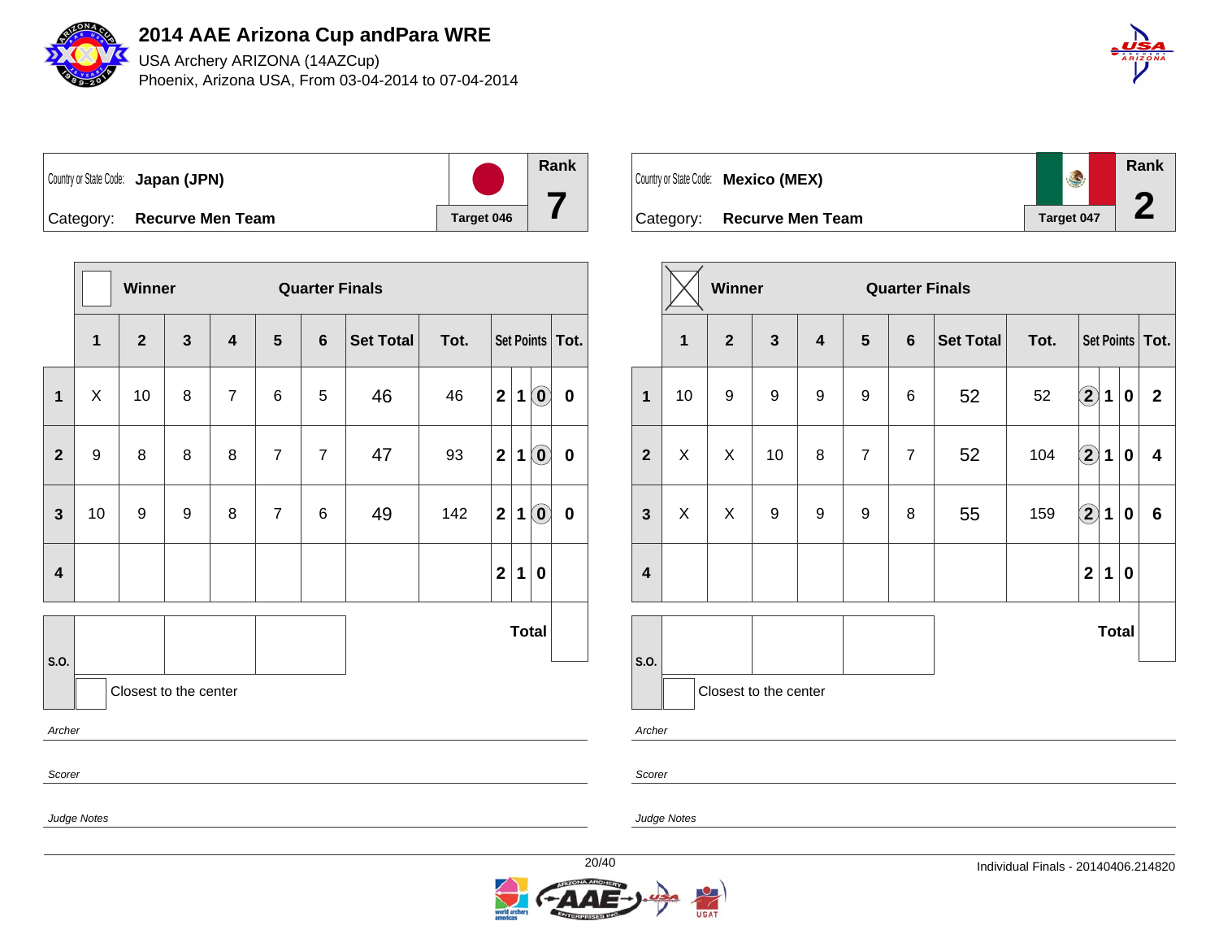# 2014 AAE Arizona Cup andPara WRE

USA Archery ARIZONA (14AZCup)

Phoenix, Arizona USA, From 03-04-2014 to 07-04-2014

| Country or State Code: | Japan (JPN) | | Rank |
|---|---|---|---|
| Category: | Recurve Men Team | Target 046 | 7 |

Winner: ☐ — Quarter Finals

| | 1 | 2 | 3 | 4 | 5 | 6 | Set Total | Tot. | Set Points | | | Tot. |
|---|---|---|---|---|---|---|---|---|---|---|---|---|
| 1 | X | 10 | 8 | 7 | 6 | 5 | 46 | 46 | 2 | 1 | (0) | 0 |
| 2 | 9 | 8 | 8 | 8 | 7 | 7 | 47 | 93 | 2 | 1 | (0) | 0 |
| 3 | 10 | 9 | 9 | 8 | 7 | 6 | 49 | 142 | 2 | 1 | (0) | 0 |
| 4 | | | | | | | | | 2 | 1 | 0 | |

S.O.: | | | | Total: 

☐ Closest to the center

*Archer*

*Scorer*

*Judge Notes*

| Country or State Code: | Mexico (MEX) | | Rank |
|---|---|---|---|
| Category: | Recurve Men Team | Target 047 | 2 |

Winner: ☒ — Quarter Finals

| | 1 | 2 | 3 | 4 | 5 | 6 | Set Total | Tot. | Set Points | | | Tot. |
|---|---|---|---|---|---|---|---|---|---|---|---|---|
| 1 | 10 | 9 | 9 | 9 | 9 | 6 | 52 | 52 | (2) | 1 | 0 | 2 |
| 2 | X | X | 10 | 8 | 7 | 7 | 52 | 104 | (2) | 1 | 0 | 4 |
| 3 | X | X | 9 | 9 | 9 | 8 | 55 | 159 | (2) | 1 | 0 | 6 |
| 4 | | | | | | | | | 2 | 1 | 0 | |

S.O.: | | | | Total: 

☐ Closest to the center

*Archer*

*Scorer*

*Judge Notes*

Individual Finals - 20140406.214820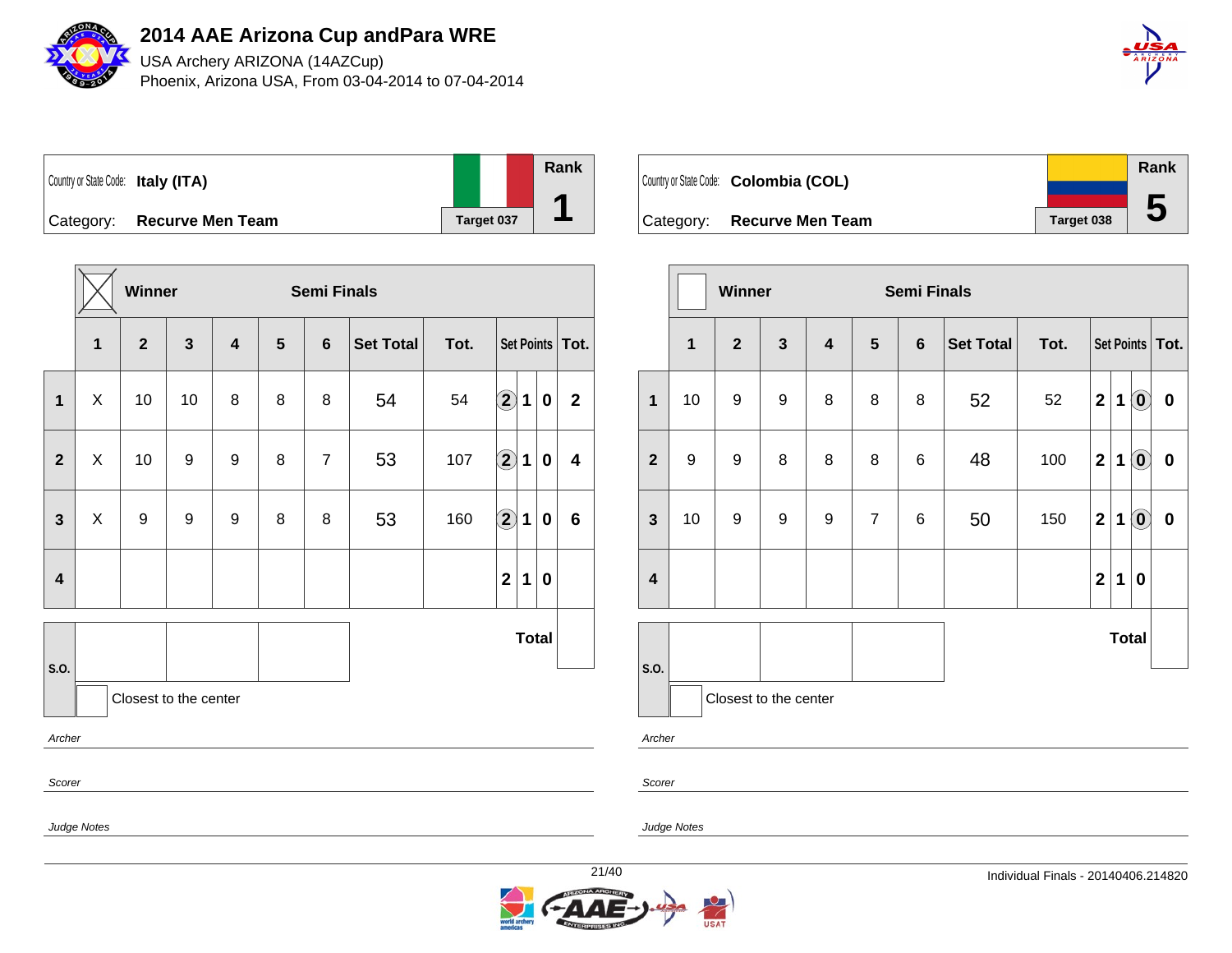# 2014 AAE Arizona Cup andPara WRE

USA Archery ARIZONA (14AZCup)

Phoenix, Arizona USA, From 03-04-2014 to 07-04-2014

| Country or State Code: | Italy (ITA) | Rank |
|---|---|---|
| Category: | Recurve Men Team | Target 037 | 1 |

Winner — Semi Finals

| | 1 | 2 | 3 | 4 | 5 | 6 | Set Total | Tot. | Set Points | | | Tot. |
|---|---|---|---|---|---|---|---|---|---|---|---|---|
| 1 | X | 10 | 10 | 8 | 8 | 8 | 54 | 54 | (2) | 1 | 0 | 2 |
| 2 | X | 10 | 9 | 9 | 8 | 7 | 53 | 107 | (2) | 1 | 0 | 4 |
| 3 | X | 9 | 9 | 9 | 8 | 8 | 53 | 160 | (2) | 1 | 0 | 6 |
| 4 | | | | | | | | | 2 | 1 | 0 | |

S.O. | | | | Total |

Closest to the center

*Archer*

*Scorer*

*Judge Notes*

| Country or State Code: | Colombia (COL) | Rank |
|---|---|---|
| Category: | Recurve Men Team | Target 038 | 5 |

Winner — Semi Finals

| | 1 | 2 | 3 | 4 | 5 | 6 | Set Total | Tot. | Set Points | | | Tot. |
|---|---|---|---|---|---|---|---|---|---|---|---|---|
| 1 | 10 | 9 | 9 | 8 | 8 | 8 | 52 | 52 | 2 | 1 | (0) | 0 |
| 2 | 9 | 9 | 8 | 8 | 8 | 6 | 48 | 100 | 2 | 1 | (0) | 0 |
| 3 | 10 | 9 | 9 | 9 | 7 | 6 | 50 | 150 | 2 | 1 | (0) | 0 |
| 4 | | | | | | | | | 2 | 1 | 0 | |

S.O. | | | | Total |

Closest to the center

*Archer*

*Scorer*

*Judge Notes*

Individual Finals - 20140406.214820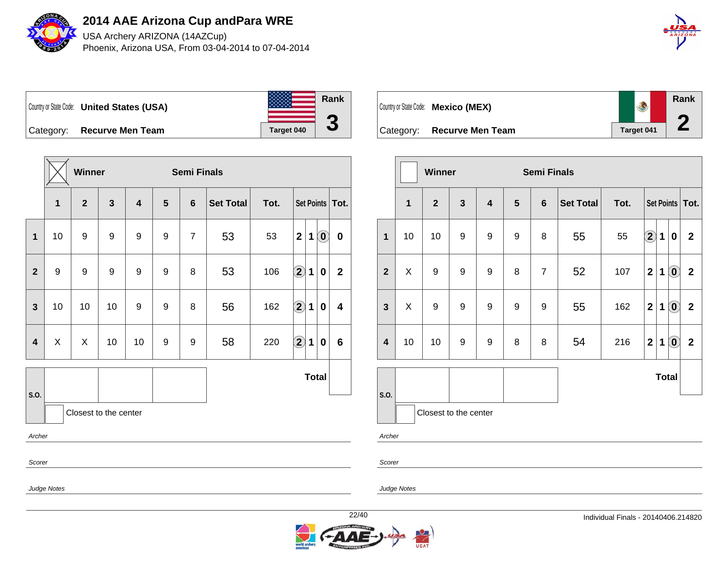# 2014 AAE Arizona Cup andPara WRE

USA Archery ARIZONA (14AZCup)

Phoenix, Arizona USA, From 03-04-2014 to 07-04-2014

Country or State Code: **United States (USA)**

Category: **Recurve Men Team**

Target 040

Rank **3**

Winner [X] — Semi Finals

| | 1 | 2 | 3 | 4 | 5 | 6 | Set Total | Tot. | Set Points | | | Tot. |
|---|---|---|---|---|---|---|---|---|---|---|---|---|
| 1 | 10 | 9 | 9 | 9 | 9 | 7 | 53 | 53 | 2 | 1 | (0) | 0 |
| 2 | 9 | 9 | 9 | 9 | 9 | 8 | 53 | 106 | (2) | 1 | 0 | 2 |
| 3 | 10 | 10 | 10 | 9 | 9 | 8 | 56 | 162 | (2) | 1 | 0 | 4 |
| 4 | X | X | 10 | 10 | 9 | 9 | 58 | 220 | (2) | 1 | 0 | 6 |

S.O.

Total

Closest to the center

*Archer*

*Scorer*

*Judge Notes*

Country or State Code: **Mexico (MEX)**

Category: **Recurve Men Team**

Target 041

Rank **2**

Winner [ ] — Semi Finals

| | 1 | 2 | 3 | 4 | 5 | 6 | Set Total | Tot. | Set Points | | | Tot. |
|---|---|---|---|---|---|---|---|---|---|---|---|---|
| 1 | 10 | 10 | 9 | 9 | 9 | 8 | 55 | 55 | (2) | 1 | 0 | 2 |
| 2 | X | 9 | 9 | 9 | 8 | 7 | 52 | 107 | 2 | 1 | (0) | 2 |
| 3 | X | 9 | 9 | 9 | 9 | 9 | 55 | 162 | 2 | 1 | (0) | 2 |
| 4 | 10 | 10 | 9 | 9 | 8 | 8 | 54 | 216 | 2 | 1 | (0) | 2 |

S.O.

Total

Closest to the center

*Archer*

*Scorer*

*Judge Notes*

Individual Finals - 20140406.214820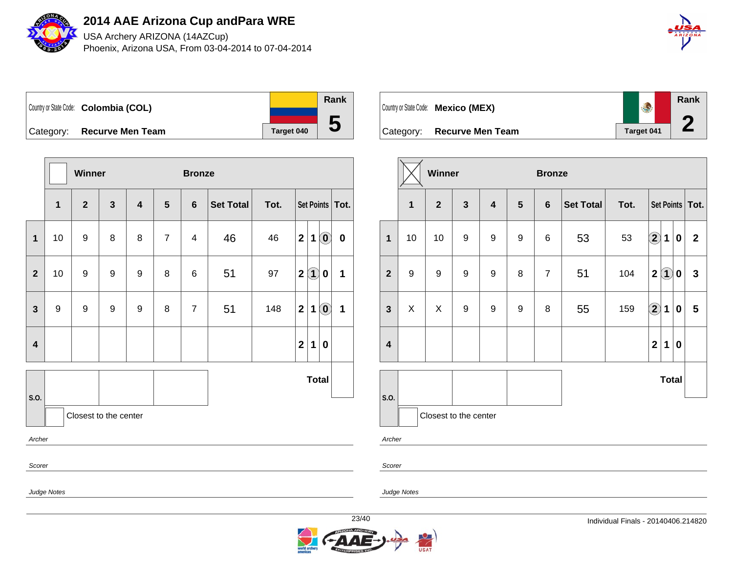# 2014 AAE Arizona Cup andPara WRE

USA Archery ARIZONA (14AZCup)

Phoenix, Arizona USA, From 03-04-2014 to 07-04-2014

Country or State Code: **Colombia (COL)**

Category: **Recurve Men Team**

Target 040

Rank **5**

| | Winner | | | Bronze | | | | | | | | |
|---|---|---|---|---|---|---|---|---|---|---|---|---|
| | **1** | **2** | **3** | **4** | **5** | **6** | **Set Total** | **Tot.** | **Set Points** | | | **Tot.** |
| **1** | 10 | 9 | 8 | 8 | 7 | 4 | 46 | 46 | 2 | 1 | (0) | 0 |
| **2** | 10 | 9 | 9 | 9 | 8 | 6 | 51 | 97 | 2 | (1) | 0 | 1 |
| **3** | 9 | 9 | 9 | 9 | 8 | 7 | 51 | 148 | 2 | 1 | (0) | 1 |
| **4** | | | | | | | | | 2 | 1 | 0 | |

S.O.

**Total**

Closest to the center

Archer

Scorer

Judge Notes

Country or State Code: **Mexico (MEX)**

Category: **Recurve Men Team**

Target 041

Rank **2**

| | Winner (X) | | | Bronze | | | | | | | | |
|---|---|---|---|---|---|---|---|---|---|---|---|---|
| | **1** | **2** | **3** | **4** | **5** | **6** | **Set Total** | **Tot.** | **Set Points** | | | **Tot.** |
| **1** | 10 | 10 | 9 | 9 | 9 | 6 | 53 | 53 | (2) | 1 | 0 | 2 |
| **2** | 9 | 9 | 9 | 9 | 8 | 7 | 51 | 104 | 2 | (1) | 0 | 3 |
| **3** | X | X | 9 | 9 | 9 | 8 | 55 | 159 | (2) | 1 | 0 | 5 |
| **4** | | | | | | | | | 2 | 1 | 0 | |

S.O.

**Total**

Closest to the center

Archer

Scorer

Judge Notes

Individual Finals - 20140406.214820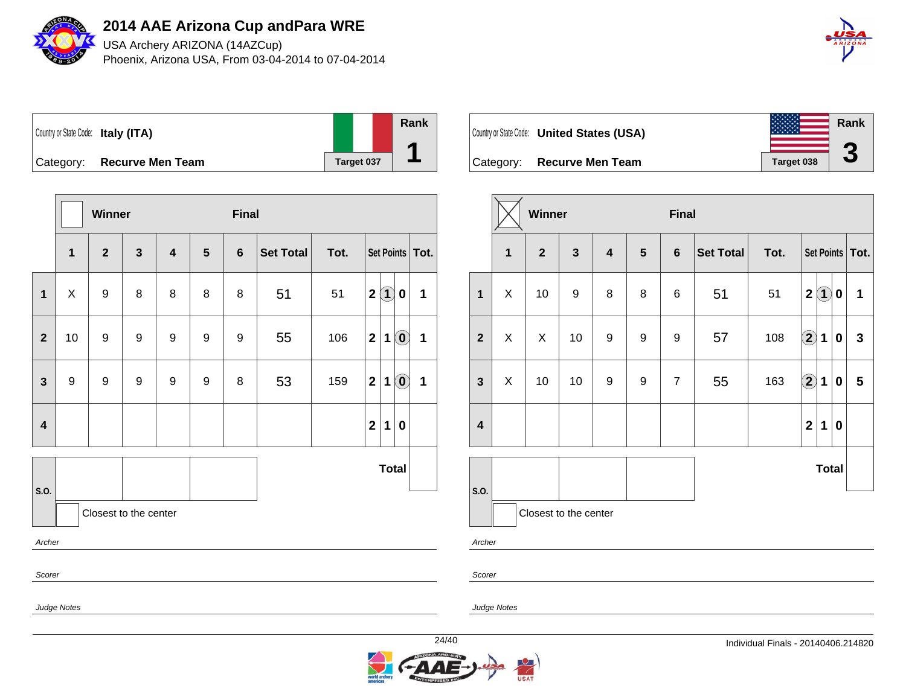# 2014 AAE Arizona Cup andPara WRE

USA Archery ARIZONA (14AZCup)

Phoenix, Arizona USA, From 03-04-2014 to 07-04-2014

Country or State Code: **Italy (ITA)**

Category: **Recurve Men Team**

Target 037

Rank **1**

| | Winner | | | | | Final | | | | | | |
|---|---|---|---|---|---|---|---|---|---|---|---|---|
| | 1 | 2 | 3 | 4 | 5 | 6 | Set Total | Tot. | Set Points | | | Tot. |
| 1 | X | 9 | 8 | 8 | 8 | 8 | 51 | 51 | 2 | (1) | 0 | 1 |
| 2 | 10 | 9 | 9 | 9 | 9 | 9 | 55 | 106 | 2 | 1 | (0) | 1 |
| 3 | 9 | 9 | 9 | 9 | 9 | 8 | 53 | 159 | 2 | 1 | (0) | 1 |
| 4 | | | | | | | | | 2 | 1 | 0 | |
| S.O. | | | | | | | | | | | Total | |

Closest to the center

Archer

Scorer

Judge Notes

Country or State Code: **United States (USA)**

Category: **Recurve Men Team**

Target 038

Rank **3**

| | Winner (X) | | | | | Final | | | | | | |
|---|---|---|---|---|---|---|---|---|---|---|---|---|
| | 1 | 2 | 3 | 4 | 5 | 6 | Set Total | Tot. | Set Points | | | Tot. |
| 1 | X | 10 | 9 | 8 | 8 | 6 | 51 | 51 | 2 | (1) | 0 | 1 |
| 2 | X | X | 10 | 9 | 9 | 9 | 57 | 108 | (2) | 1 | 0 | 3 |
| 3 | X | 10 | 10 | 9 | 9 | 7 | 55 | 163 | (2) | 1 | 0 | 5 |
| 4 | | | | | | | | | 2 | 1 | 0 | |
| S.O. | | | | | | | | | | | Total | |

Closest to the center

Archer

Scorer

Judge Notes

Individual Finals - 20140406.214820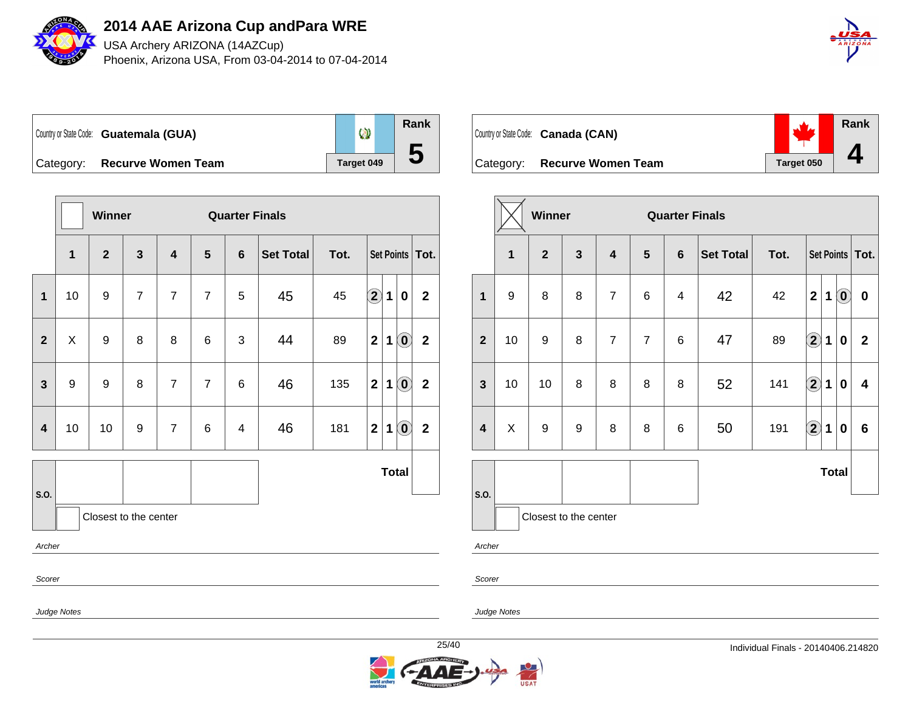# 2014 AAE Arizona Cup andPara WRE

USA Archery ARIZONA (14AZCup)

Phoenix, Arizona USA, From 03-04-2014 to 07-04-2014

**Country or State Code:** Guatemala (GUA)

**Category:** Recurve Women Team

Target 049

**Rank** 5

| Winner | Quarter Finals | | | | | | | | | | |
|---|---|---|---|---|---|---|---|---|---|---|---|
| | 1 | 2 | 3 | 4 | 5 | 6 | Set Total | Tot. | Set Points | | | Tot. |
| 1 | 10 | 9 | 7 | 7 | 7 | 5 | 45 | 45 | (2) | 1 | 0 | 2 |
| 2 | X | 9 | 8 | 8 | 6 | 3 | 44 | 89 | 2 | 1 | (0) | 2 |
| 3 | 9 | 9 | 8 | 7 | 7 | 6 | 46 | 135 | 2 | 1 | (0) | 2 |
| 4 | 10 | 10 | 9 | 7 | 6 | 4 | 46 | 181 | 2 | 1 | (0) | 2 |

S.O. | | | | Total |

Closest to the center

*Archer*

*Scorer*

*Judge Notes*

**Country or State Code:** Canada (CAN)

**Category:** Recurve Women Team

Target 050

**Rank** 4

| Winner (X) | Quarter Finals | | | | | | | | | | |
|---|---|---|---|---|---|---|---|---|---|---|---|
| | 1 | 2 | 3 | 4 | 5 | 6 | Set Total | Tot. | Set Points | | | Tot. |
| 1 | 9 | 8 | 8 | 7 | 6 | 4 | 42 | 42 | 2 | 1 | (0) | 0 |
| 2 | 10 | 9 | 8 | 7 | 7 | 6 | 47 | 89 | (2) | 1 | 0 | 2 |
| 3 | 10 | 10 | 8 | 8 | 8 | 8 | 52 | 141 | (2) | 1 | 0 | 4 |
| 4 | X | 9 | 9 | 8 | 8 | 6 | 50 | 191 | (2) | 1 | 0 | 6 |

S.O. | | | | Total |

Closest to the center

*Archer*

*Scorer*

*Judge Notes*

Individual Finals - 20140406.214820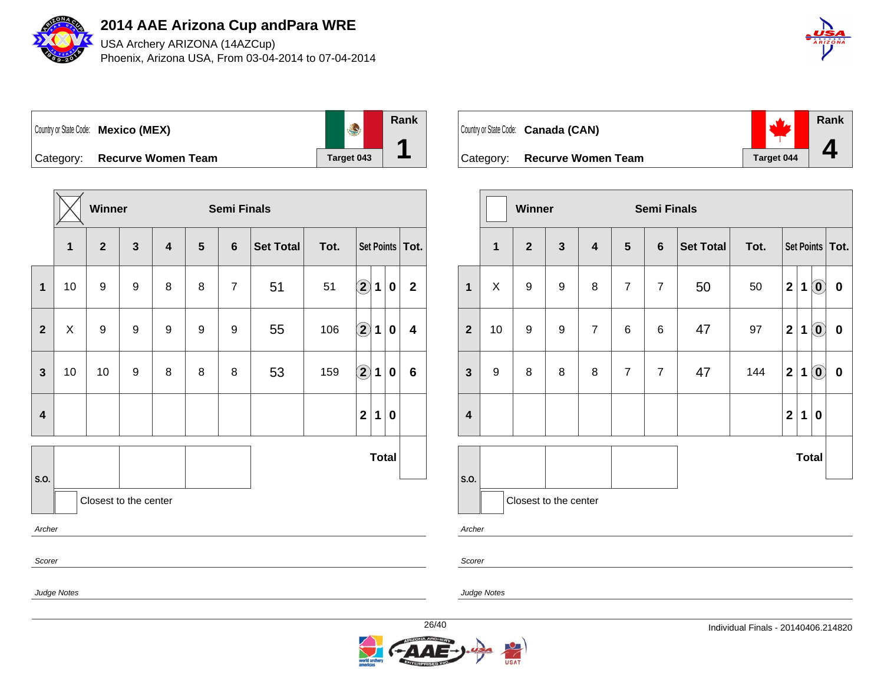# 2014 AAE Arizona Cup andPara WRE

USA Archery ARIZONA (14AZCup)

Phoenix, Arizona USA, From 03-04-2014 to 07-04-2014

Country or State Code: **Mexico (MEX)**

Category: **Recurve Women Team**

Target 043

Rank **1**

| | Winner | | | Semi Finals | | | | | | | |
|---|---|---|---|---|---|---|---|---|---|---|---|
| | 1 | 2 | 3 | 4 | 5 | 6 | Set Total | Tot. | Set Points | | | Tot. |
| 1 | 10 | 9 | 9 | 8 | 8 | 7 | 51 | 51 | (2) | 1 | 0 | 2 |
| 2 | X | 9 | 9 | 9 | 9 | 9 | 55 | 106 | (2) | 1 | 0 | 4 |
| 3 | 10 | 10 | 9 | 8 | 8 | 8 | 53 | 159 | (2) | 1 | 0 | 6 |
| 4 | | | | | | | | | 2 | 1 | 0 | |

S.O. | | | | Total | |

Closest to the center

Archer

Scorer

Judge Notes

Country or State Code: **Canada (CAN)**

Category: **Recurve Women Team**

Target 044

Rank **4**

| | Winner | | | Semi Finals | | | | | | | |
|---|---|---|---|---|---|---|---|---|---|---|---|
| | 1 | 2 | 3 | 4 | 5 | 6 | Set Total | Tot. | Set Points | | | Tot. |
| 1 | X | 9 | 9 | 8 | 7 | 7 | 50 | 50 | 2 | 1 | (0) | 0 |
| 2 | 10 | 9 | 9 | 7 | 6 | 6 | 47 | 97 | 2 | 1 | (0) | 0 |
| 3 | 9 | 8 | 8 | 8 | 7 | 7 | 47 | 144 | 2 | 1 | (0) | 0 |
| 4 | | | | | | | | | 2 | 1 | 0 | |

S.O. | | | | Total | |

Closest to the center

Archer

Scorer

Judge Notes

Individual Finals - 20140406.214820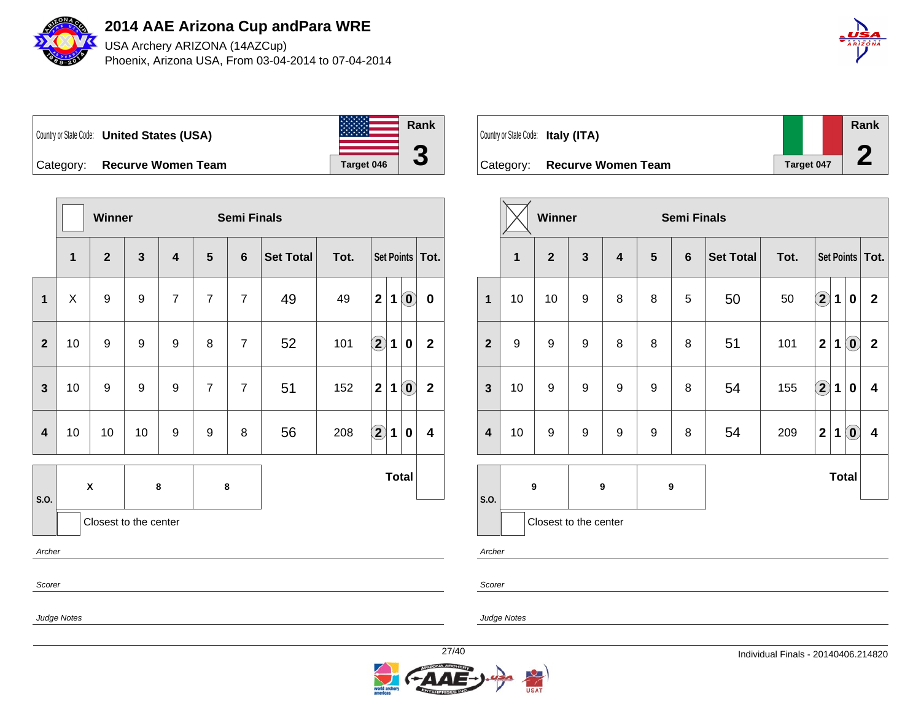# 2014 AAE Arizona Cup andPara WRE

USA Archery ARIZONA (14AZCup)

Phoenix, Arizona USA, From 03-04-2014 to 07-04-2014

Country or State Code: **United States (USA)**

Category: **Recurve Women Team**

Target 046

Rank **3**

Winner: ☐ — Semi Finals

| | 1 | 2 | 3 | 4 | 5 | 6 | Set Total | Tot. | Set Points | | | Tot. |
|---|---|---|---|---|---|---|---|---|---|---|---|---|
| 1 | X | 9 | 9 | 7 | 7 | 7 | 49 | 49 | 2 | 1 | (0) | 0 |
| 2 | 10 | 9 | 9 | 9 | 8 | 7 | 52 | 101 | (2) | 1 | 0 | 2 |
| 3 | 10 | 9 | 9 | 9 | 7 | 7 | 51 | 152 | 2 | 1 | (0) | 2 |
| 4 | 10 | 10 | 10 | 9 | 9 | 8 | 56 | 208 | (2) | 1 | 0 | 4 |

| S.O. | | | | Total |
|---|---|---|---|---|
| | X | 8 | 8 | |

☐ Closest to the center

*Archer*

*Scorer*

*Judge Notes*

Country or State Code: **Italy (ITA)**

Category: **Recurve Women Team**

Target 047

Rank **2**

Winner: ☒ — Semi Finals

| | 1 | 2 | 3 | 4 | 5 | 6 | Set Total | Tot. | Set Points | | | Tot. |
|---|---|---|---|---|---|---|---|---|---|---|---|---|
| 1 | 10 | 10 | 9 | 8 | 8 | 5 | 50 | 50 | (2) | 1 | 0 | 2 |
| 2 | 9 | 9 | 9 | 8 | 8 | 8 | 51 | 101 | 2 | 1 | (0) | 2 |
| 3 | 10 | 9 | 9 | 9 | 9 | 8 | 54 | 155 | (2) | 1 | 0 | 4 |
| 4 | 10 | 9 | 9 | 9 | 9 | 8 | 54 | 209 | 2 | 1 | (0) | 4 |

| S.O. | | | | Total |
|---|---|---|---|---|
| | 9 | 9 | 9 | |

☐ Closest to the center

*Archer*

*Scorer*

*Judge Notes*

Individual Finals - 20140406.214820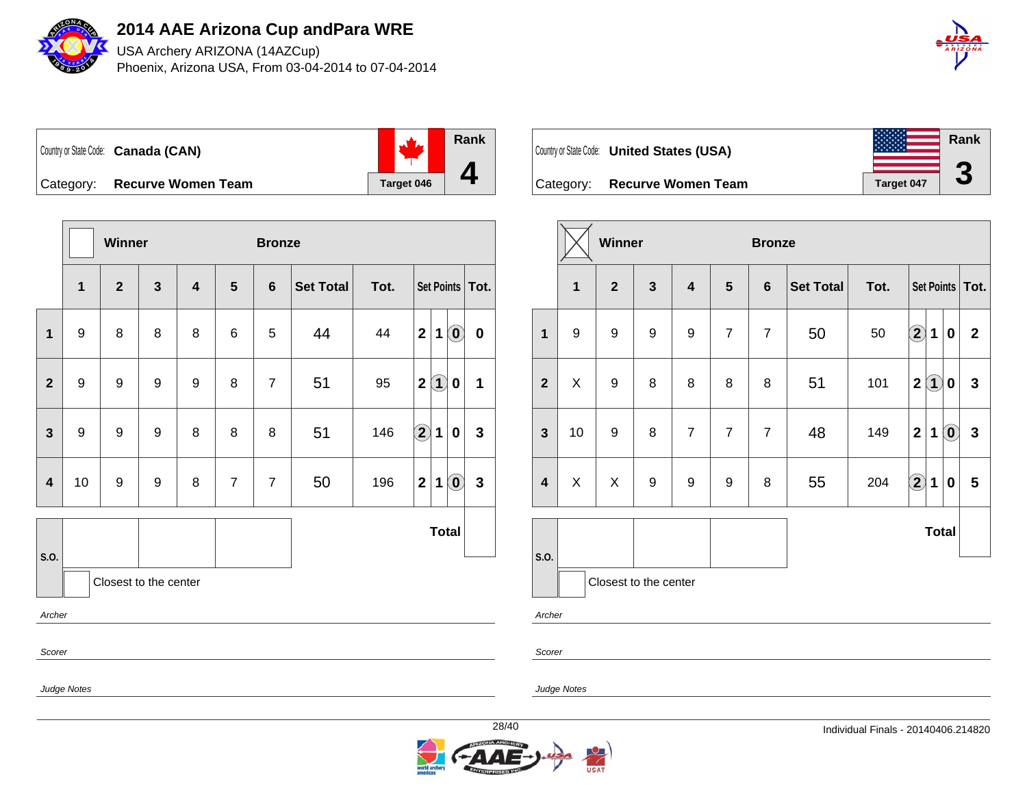# 2014 AAE Arizona Cup andPara WRE

USA Archery ARIZONA (14AZCup)

Phoenix, Arizona USA, From 03-04-2014 to 07-04-2014

| Country or State Code: | Canada (CAN) | Rank |
|---|---|---|
| Category: | Recurve Women Team | 4 |
| | Target 046 | |

Winner: ☐ — Bronze

| | 1 | 2 | 3 | 4 | 5 | 6 | Set Total | Tot. | Set Points | Tot. |
|---|---|---|---|---|---|---|---|---|---|---|
| 1 | 9 | 8 | 8 | 8 | 6 | 5 | 44 | 44 | 2 1 (0) | 0 |
| 2 | 9 | 9 | 9 | 9 | 8 | 7 | 51 | 95 | 2 (1) 0 | 1 |
| 3 | 9 | 9 | 9 | 8 | 8 | 8 | 51 | 146 | (2) 1 0 | 3 |
| 4 | 10 | 9 | 9 | 8 | 7 | 7 | 50 | 196 | 2 1 (0) | 3 |

S.O.: | | | | Total:

☐ Closest to the center

Archer

Scorer

Judge Notes

| Country or State Code: | United States (USA) | Rank |
|---|---|---|
| Category: | Recurve Women Team | 3 |
| | Target 047 | |

Winner: ☒ — Bronze

| | 1 | 2 | 3 | 4 | 5 | 6 | Set Total | Tot. | Set Points | Tot. |
|---|---|---|---|---|---|---|---|---|---|---|
| 1 | 9 | 9 | 9 | 9 | 7 | 7 | 50 | 50 | (2) 1 0 | 2 |
| 2 | X | 9 | 8 | 8 | 8 | 8 | 51 | 101 | 2 (1) 0 | 3 |
| 3 | 10 | 9 | 8 | 7 | 7 | 7 | 48 | 149 | 2 1 (0) | 3 |
| 4 | X | X | 9 | 9 | 9 | 8 | 55 | 204 | (2) 1 0 | 5 |

S.O.: | | | | Total:

☐ Closest to the center

Archer

Scorer

Judge Notes

Individual Finals - 20140406.214820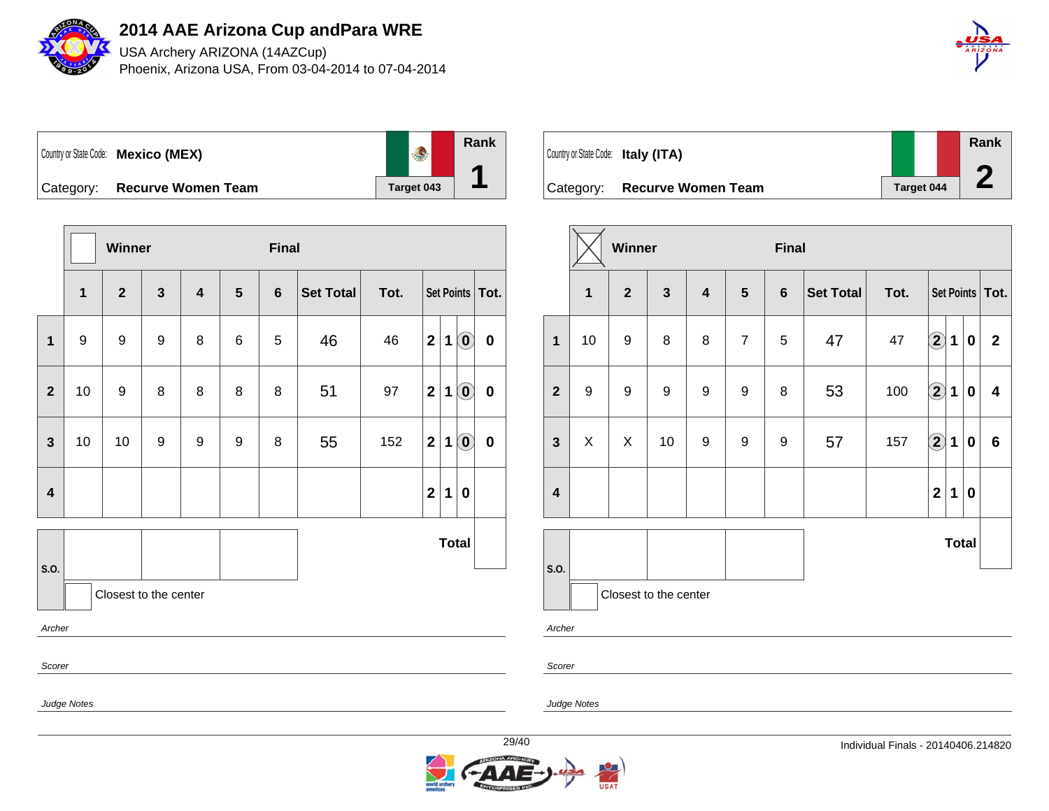# 2014 AAE Arizona Cup andPara WRE

USA Archery ARIZONA (14AZCup)

Phoenix, Arizona USA, From 03-04-2014 to 07-04-2014

| | | | |
|---|---|---|---|
| Country or State Code: | **Mexico (MEX)** | | **Rank** |
| Category: | **Recurve Women Team** | **Target 043** | **1** |

**Winner** **Final**

| | 1 | 2 | 3 | 4 | 5 | 6 | Set Total | Tot. | Set Points | | | Tot. |
|---|---|---|---|---|---|---|---|---|---|---|---|---|
| **1** | 9 | 9 | 9 | 8 | 6 | 5 | 46 | 46 | 2 | 1 | (0) | 0 |
| **2** | 10 | 9 | 8 | 8 | 8 | 8 | 51 | 97 | 2 | 1 | (0) | 0 |
| **3** | 10 | 10 | 9 | 9 | 9 | 8 | 55 | 152 | 2 | 1 | (0) | 0 |
| **4** | | | | | | | | | 2 | 1 | 0 | |

**S.O.** | | | | **Total** |

Closest to the center

*Archer*

*Scorer*

*Judge Notes*

| | | | |
|---|---|---|---|
| Country or State Code: | **Italy (ITA)** | | **Rank** |
| Category: | **Recurve Women Team** | **Target 044** | **2** |

**Winner** ☒ **Final**

| | 1 | 2 | 3 | 4 | 5 | 6 | Set Total | Tot. | Set Points | | | Tot. |
|---|---|---|---|---|---|---|---|---|---|---|---|---|
| **1** | 10 | 9 | 8 | 8 | 7 | 5 | 47 | 47 | (2) | 1 | 0 | 2 |
| **2** | 9 | 9 | 9 | 9 | 9 | 8 | 53 | 100 | (2) | 1 | 0 | 4 |
| **3** | X | X | 10 | 9 | 9 | 9 | 57 | 157 | (2) | 1 | 0 | 6 |
| **4** | | | | | | | | | 2 | 1 | 0 | |

**S.O.** | | | | **Total** |

Closest to the center

*Archer*

*Scorer*

*Judge Notes*

Individual Finals - 20140406.214820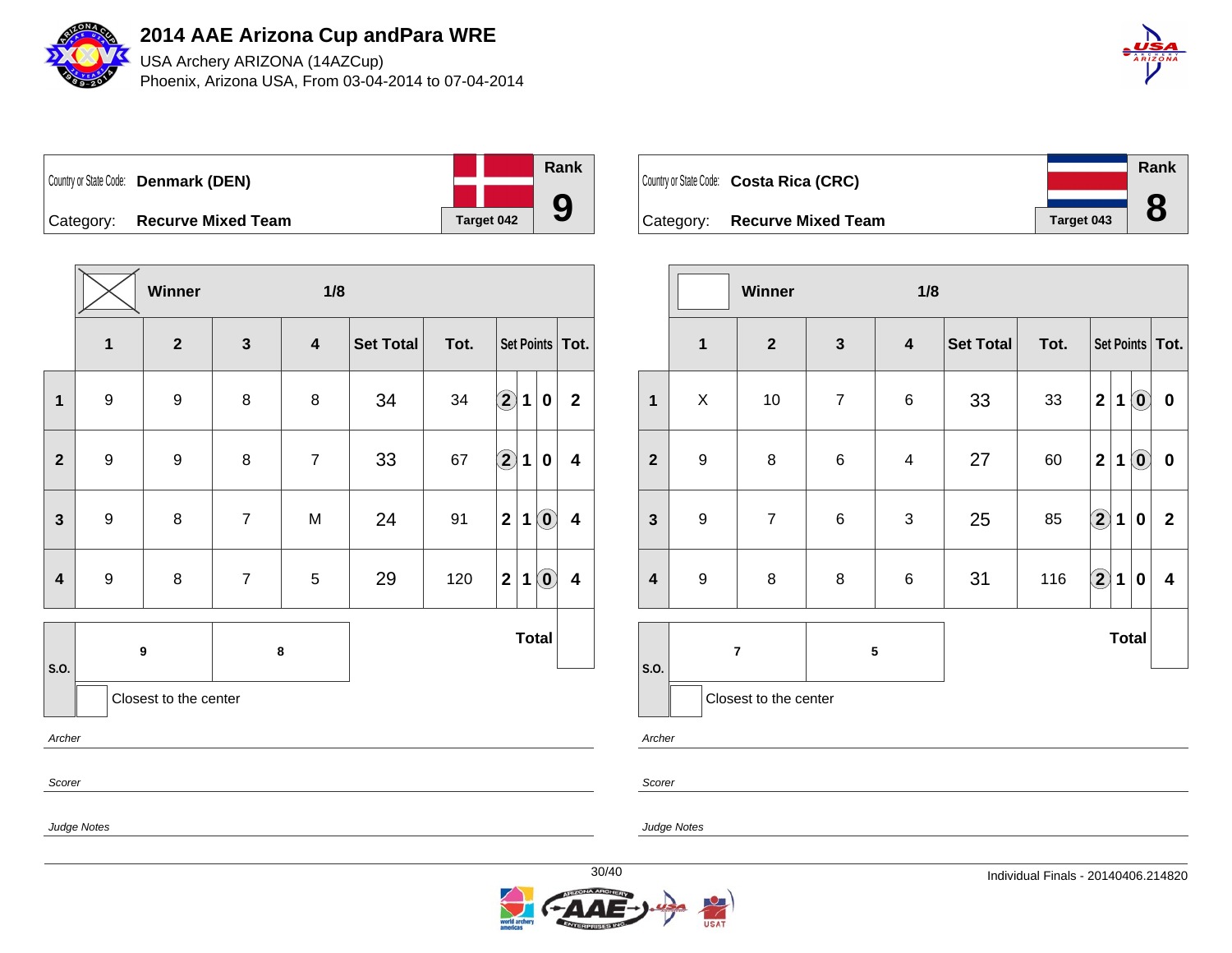# 2014 AAE Arizona Cup andPara WRE

USA Archery ARIZONA (14AZCup)
Phoenix, Arizona USA, From 03-04-2014 to 07-04-2014

| Country or State Code: | Denmark (DEN) | Rank |
|---|---|---|
| Category: | Recurve Mixed Team | Target 042 | 9 |

Winner: ☒ — 1/8

| | 1 | 2 | 3 | 4 | Set Total | Tot. | Set Points | | | Tot. |
|---|---|---|---|---|---|---|---|---|---|---|
| 1 | 9 | 9 | 8 | 8 | 34 | 34 | (2) | 1 | 0 | 2 |
| 2 | 9 | 9 | 8 | 7 | 33 | 67 | (2) | 1 | 0 | 4 |
| 3 | 9 | 8 | 7 | M | 24 | 91 | 2 | 1 | (0) | 4 |
| 4 | 9 | 8 | 7 | 5 | 29 | 120 | 2 | 1 | (0) | 4 |
| S.O. | 9 | 8 | | | | | | | Total | |

☐ Closest to the center

*Archer*

*Scorer*

*Judge Notes*

| Country or State Code: | Costa Rica (CRC) | Rank |
|---|---|---|
| Category: | Recurve Mixed Team | Target 043 | 8 |

Winner: ☐ — 1/8

| | 1 | 2 | 3 | 4 | Set Total | Tot. | Set Points | | | Tot. |
|---|---|---|---|---|---|---|---|---|---|---|
| 1 | X | 10 | 7 | 6 | 33 | 33 | 2 | 1 | (0) | 0 |
| 2 | 9 | 8 | 6 | 4 | 27 | 60 | 2 | 1 | (0) | 0 |
| 3 | 9 | 7 | 6 | 3 | 25 | 85 | (2) | 1 | 0 | 2 |
| 4 | 9 | 8 | 8 | 6 | 31 | 116 | (2) | 1 | 0 | 4 |
| S.O. | 7 | 5 | | | | | | | Total | |

☐ Closest to the center

*Archer*

*Scorer*

*Judge Notes*

Individual Finals - 20140406.214820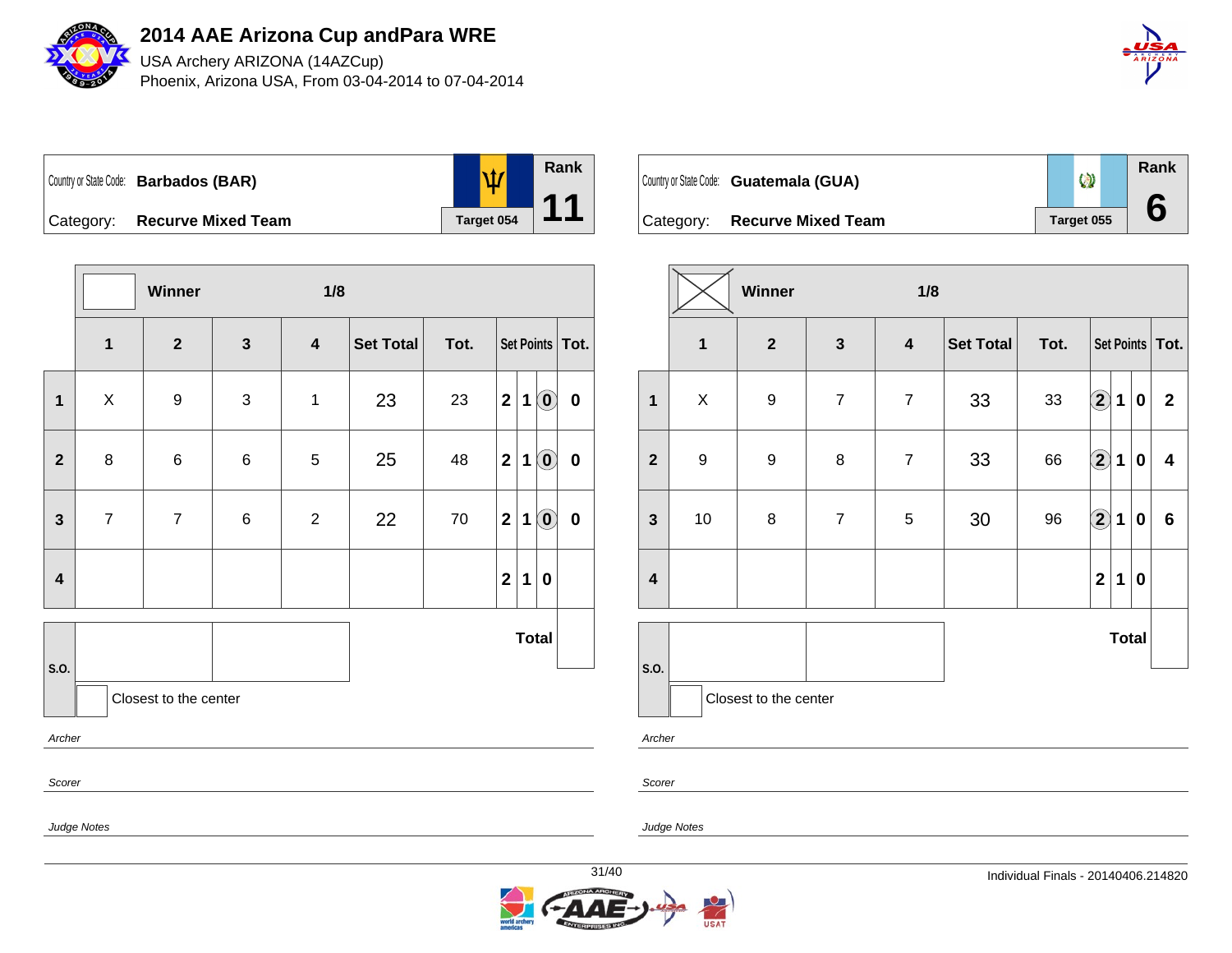# 2014 AAE Arizona Cup andPara WRE

USA Archery ARIZONA (14AZCup)

Phoenix, Arizona USA, From 03-04-2014 to 07-04-2014

| | |
|---|---|
| Country or State Code: | **Barbados (BAR)** |
| Category: | **Recurve Mixed Team** |
| Target 054 | Rank **11** |

**Winner** 1/8

| | 1 | 2 | 3 | 4 | Set Total | Tot. | Set Points | | | Tot. |
|---|---|---|---|---|---|---|---|---|---|---|
| 1 | X | 9 | 3 | 1 | 23 | 23 | 2 | 1 | (0) | 0 |
| 2 | 8 | 6 | 6 | 5 | 25 | 48 | 2 | 1 | (0) | 0 |
| 3 | 7 | 7 | 6 | 2 | 22 | 70 | 2 | 1 | (0) | 0 |
| 4 | | | | | | | 2 | 1 | 0 | |

S.O. | | | **Total** |

Closest to the center

Archer

Scorer

Judge Notes

| | |
|---|---|
| Country or State Code: | **Guatemala (GUA)** |
| Category: | **Recurve Mixed Team** |
| Target 055 | Rank **6** |

**Winner** (X) 1/8

| | 1 | 2 | 3 | 4 | Set Total | Tot. | Set Points | | | Tot. |
|---|---|---|---|---|---|---|---|---|---|---|
| 1 | X | 9 | 7 | 7 | 33 | 33 | (2) | 1 | 0 | 2 |
| 2 | 9 | 9 | 8 | 7 | 33 | 66 | (2) | 1 | 0 | 4 |
| 3 | 10 | 8 | 7 | 5 | 30 | 96 | (2) | 1 | 0 | 6 |
| 4 | | | | | | | 2 | 1 | 0 | |

S.O. | | | **Total** |

Closest to the center

Archer

Scorer

Judge Notes

Individual Finals - 20140406.214820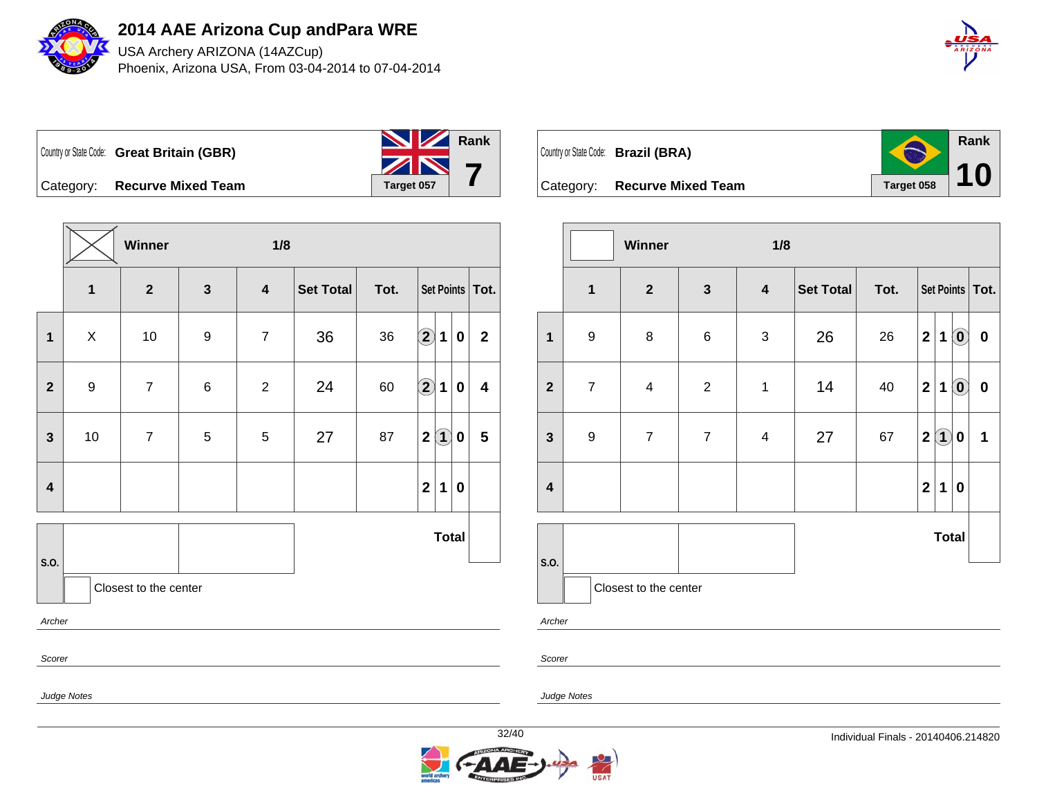# 2014 AAE Arizona Cup andPara WRE

USA Archery ARIZONA (14AZCup)
Phoenix, Arizona USA, From 03-04-2014 to 07-04-2014

| | | | |
|---|---|---|---|
| Country or State Code: | **Great Britain (GBR)** | | Rank |
| Category: | **Recurve Mixed Team** | Target 057 | 7 |

| | Winner ☒ | | 1/8 | | | | | | | |
|---|---|---|---|---|---|---|---|---|---|---|
| | 1 | 2 | 3 | 4 | Set Total | Tot. | Set Points | | | Tot. |
| 1 | X | 10 | 9 | 7 | 36 | 36 | (2) | 1 | 0 | 2 |
| 2 | 9 | 7 | 6 | 2 | 24 | 60 | (2) | 1 | 0 | 4 |
| 3 | 10 | 7 | 5 | 5 | 27 | 87 | 2 | (1) | 0 | 5 |
| 4 | | | | | | | 2 | 1 | 0 | |
| S.O. | | | | | | | | | Total | |

Closest to the center

*Archer*

*Scorer*

*Judge Notes*

| | | | |
|---|---|---|---|
| Country or State Code: | **Brazil (BRA)** | | Rank |
| Category: | **Recurve Mixed Team** | Target 058 | 10 |

| | Winner ☐ | | 1/8 | | | | | | | |
|---|---|---|---|---|---|---|---|---|---|---|
| | 1 | 2 | 3 | 4 | Set Total | Tot. | Set Points | | | Tot. |
| 1 | 9 | 8 | 6 | 3 | 26 | 26 | 2 | 1 | (0) | 0 |
| 2 | 7 | 4 | 2 | 1 | 14 | 40 | 2 | 1 | (0) | 0 |
| 3 | 9 | 7 | 7 | 4 | 27 | 67 | 2 | (1) | 0 | 1 |
| 4 | | | | | | | 2 | 1 | 0 | |
| S.O. | | | | | | | | | Total | |

Closest to the center

*Archer*

*Scorer*

*Judge Notes*

Individual Finals - 20140406.214820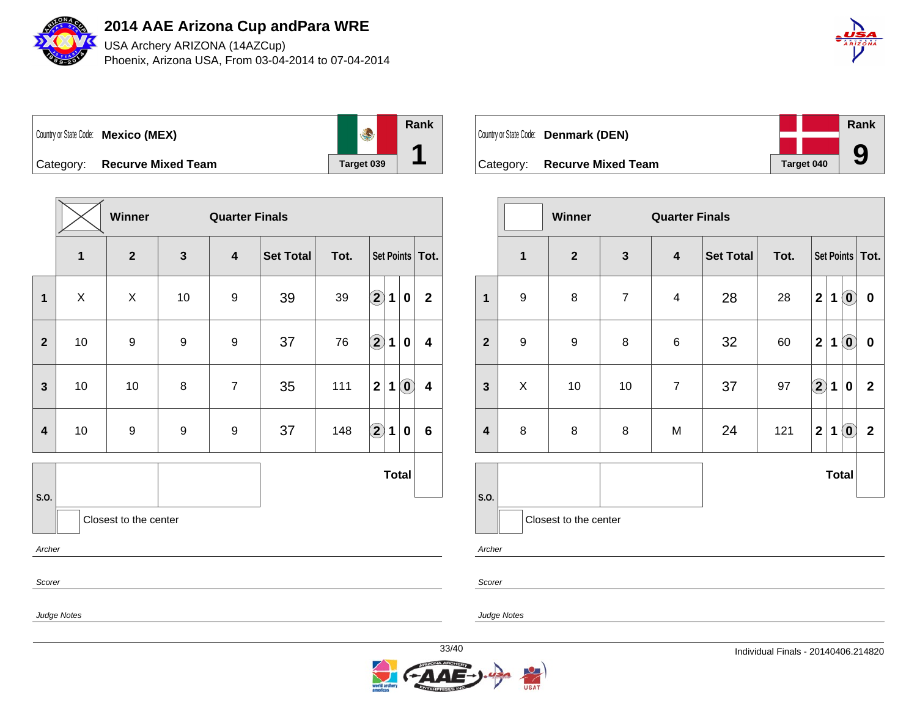# 2014 AAE Arizona Cup andPara WRE

USA Archery ARIZONA (14AZCup)
Phoenix, Arizona USA, From 03-04-2014 to 07-04-2014

| Country or State Code: | Mexico (MEX) | Rank |
|---|---|---|
| Category: | Recurve Mixed Team | 1 |
| | Target 039 | |

**Winner** — **Quarter Finals**

| | 1 | 2 | 3 | 4 | Set Total | Tot. | Set Points | | | Tot. |
|---|---|---|---|---|---|---|---|---|---|---|
| 1 | X | X | 10 | 9 | 39 | 39 | (2) | 1 | 0 | 2 |
| 2 | 10 | 9 | 9 | 9 | 37 | 76 | (2) | 1 | 0 | 4 |
| 3 | 10 | 10 | 8 | 7 | 35 | 111 | 2 | 1 | (0) | 4 |
| 4 | 10 | 9 | 9 | 9 | 37 | 148 | (2) | 1 | 0 | 6 |

S.O. | | | Total |

Closest to the center

Archer

Scorer

Judge Notes

| Country or State Code: | Denmark (DEN) | Rank |
|---|---|---|
| Category: | Recurve Mixed Team | 9 |
| | Target 040 | |

**Winner** — **Quarter Finals**

| | 1 | 2 | 3 | 4 | Set Total | Tot. | Set Points | | | Tot. |
|---|---|---|---|---|---|---|---|---|---|---|
| 1 | 9 | 8 | 7 | 4 | 28 | 28 | 2 | 1 | (0) | 0 |
| 2 | 9 | 9 | 8 | 6 | 32 | 60 | 2 | 1 | (0) | 0 |
| 3 | X | 10 | 10 | 7 | 37 | 97 | (2) | 1 | 0 | 2 |
| 4 | 8 | 8 | 8 | M | 24 | 121 | 2 | 1 | (0) | 2 |

S.O. | | | Total |

Closest to the center

Archer

Scorer

Judge Notes

Individual Finals - 20140406.214820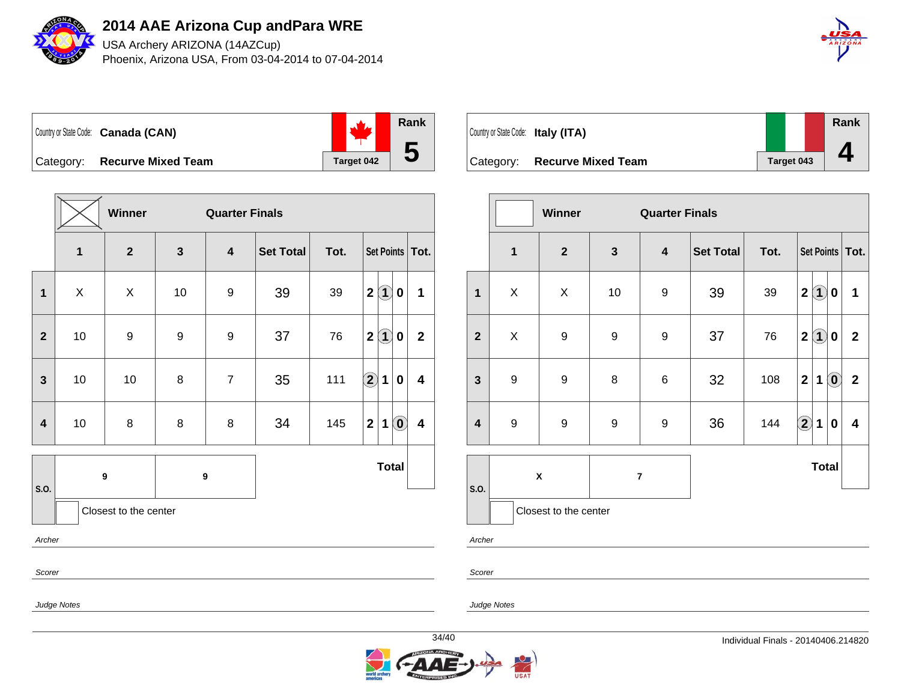# 2014 AAE Arizona Cup andPara WRE

USA Archery ARIZONA (14AZCup)

Phoenix, Arizona USA, From 03-04-2014 to 07-04-2014

Country or State Code: **Canada (CAN)**

Category: **Recurve Mixed Team**

Target 042

Rank **5**

**Winner** **Quarter Finals**

| | 1 | 2 | 3 | 4 | Set Total | Tot. | Set Points | | | Tot. |
|---|---|---|---|---|---|---|---|---|---|---|
| 1 | X | X | 10 | 9 | 39 | 39 | 2 | (1) | 0 | 1 |
| 2 | 10 | 9 | 9 | 9 | 37 | 76 | 2 | (1) | 0 | 2 |
| 3 | 10 | 10 | 8 | 7 | 35 | 111 | (2) | 1 | 0 | 4 |
| 4 | 10 | 8 | 8 | 8 | 34 | 145 | 2 | 1 | (0) | 4 |

S.O.: 9 | 9

Closest to the center

**Total**

*Archer*

*Scorer*

*Judge Notes*

Country or State Code: **Italy (ITA)**

Category: **Recurve Mixed Team**

Target 043

Rank **4**

**Winner** **Quarter Finals**

| | 1 | 2 | 3 | 4 | Set Total | Tot. | Set Points | | | Tot. |
|---|---|---|---|---|---|---|---|---|---|---|
| 1 | X | X | 10 | 9 | 39 | 39 | 2 | (1) | 0 | 1 |
| 2 | X | 9 | 9 | 9 | 37 | 76 | 2 | (1) | 0 | 2 |
| 3 | 9 | 9 | 8 | 6 | 32 | 108 | 2 | 1 | (0) | 2 |
| 4 | 9 | 9 | 9 | 9 | 36 | 144 | (2) | 1 | 0 | 4 |

S.O.: X | 7

Closest to the center

**Total**

*Archer*

*Scorer*

*Judge Notes*

Individual Finals - 20140406.214820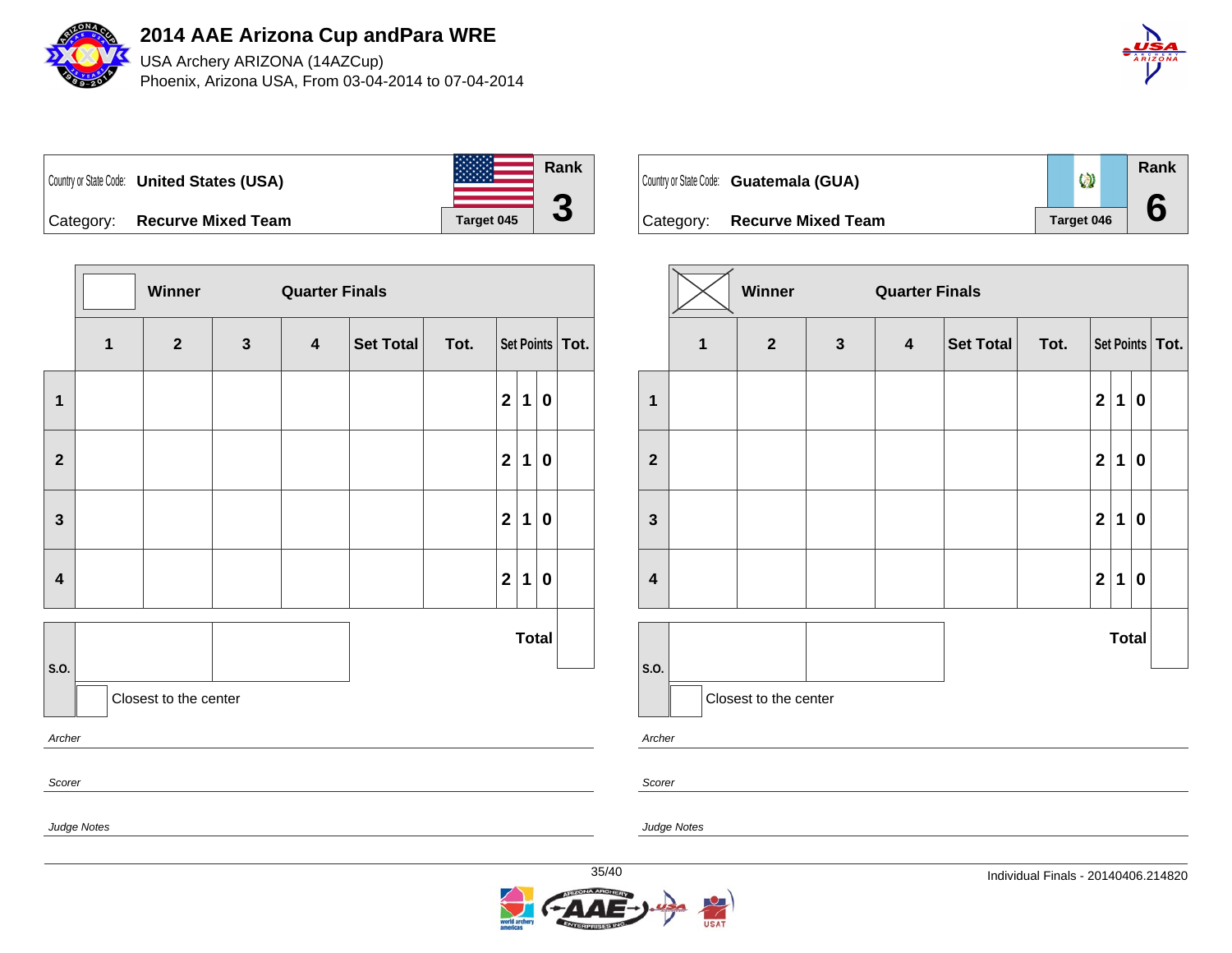# 2014 AAE Arizona Cup andPara WRE

USA Archery ARIZONA (14AZCup)

Phoenix, Arizona USA, From 03-04-2014 to 07-04-2014

| | |
|---|---|
| Country or State Code: | **United States (USA)** |
| Category: | **Recurve Mixed Team** |
| Target 045 | Rank **3** |

**Winner** — **Quarter Finals**

| | 1 | 2 | 3 | 4 | Set Total | Tot. | Set Points | | | Tot. |
|---|---|---|---|---|---|---|---|---|---|---|
| 1 | | | | | | | 2 | 1 | 0 | |
| 2 | | | | | | | 2 | 1 | 0 | |
| 3 | | | | | | | 2 | 1 | 0 | |
| 4 | | | | | | | 2 | 1 | 0 | |
| S.O. | | | | | | | | | Total | |

Closest to the center

*Archer*

*Scorer*

*Judge Notes*

| | |
|---|---|
| Country or State Code: | **Guatemala (GUA)** |
| Category: | **Recurve Mixed Team** |
| Target 046 | Rank **6** |

**Winner** — **Quarter Finals**

| | 1 | 2 | 3 | 4 | Set Total | Tot. | Set Points | | | Tot. |
|---|---|---|---|---|---|---|---|---|---|---|
| 1 | | | | | | | 2 | 1 | 0 | |
| 2 | | | | | | | 2 | 1 | 0 | |
| 3 | | | | | | | 2 | 1 | 0 | |
| 4 | | | | | | | 2 | 1 | 0 | |
| S.O. | | | | | | | | | Total | |

Closest to the center

*Archer*

*Scorer*

*Judge Notes*

Individual Finals - 20140406.214820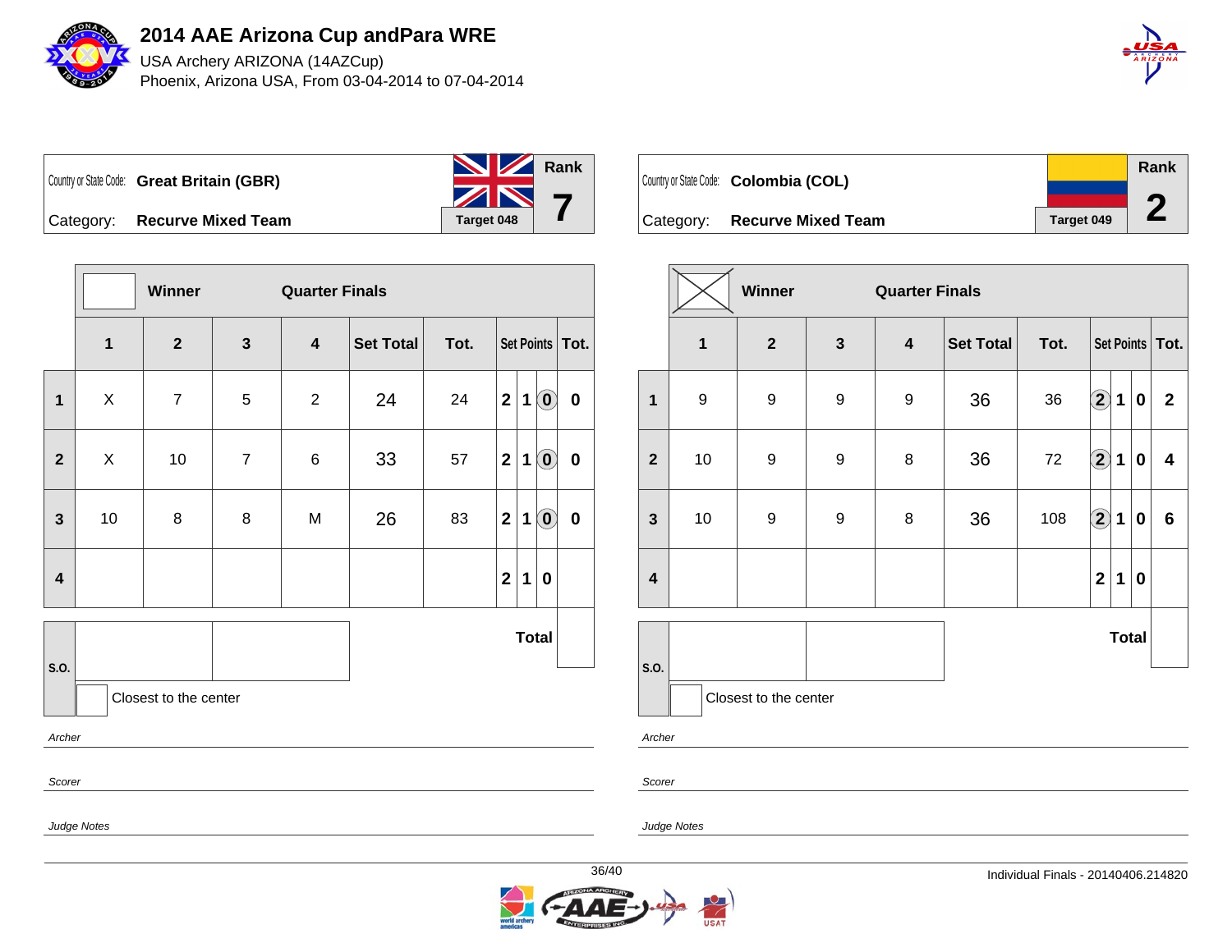# 2014 AAE Arizona Cup andPara WRE

USA Archery ARIZONA (14AZCup)

Phoenix, Arizona USA, From 03-04-2014 to 07-04-2014

| | |
|---|---|
| Country or State Code: | **Great Britain (GBR)** |
| Category: | **Recurve Mixed Team** |
| Target 048 | Rank **7** |

**Winner** | **Quarter Finals**

| | 1 | 2 | 3 | 4 | Set Total | Tot. | Set Points | | | Tot. |
|---|---|---|---|---|---|---|---|---|---|---|
| 1 | X | 7 | 5 | 2 | 24 | 24 | 2 | 1 | (0) | 0 |
| 2 | X | 10 | 7 | 6 | 33 | 57 | 2 | 1 | (0) | 0 |
| 3 | 10 | 8 | 8 | M | 26 | 83 | 2 | 1 | (0) | 0 |
| 4 | | | | | | | 2 | 1 | 0 | |
| S.O. | | | | | | | | | Total | |

Closest to the center

Archer

Scorer

Judge Notes

| | |
|---|---|
| Country or State Code: | **Colombia (COL)** |
| Category: | **Recurve Mixed Team** |
| Target 049 | Rank **2** |

**Winner** (X) | **Quarter Finals**

| | 1 | 2 | 3 | 4 | Set Total | Tot. | Set Points | | | Tot. |
|---|---|---|---|---|---|---|---|---|---|---|
| 1 | 9 | 9 | 9 | 9 | 36 | 36 | (2) | 1 | 0 | 2 |
| 2 | 10 | 9 | 9 | 8 | 36 | 72 | (2) | 1 | 0 | 4 |
| 3 | 10 | 9 | 9 | 8 | 36 | 108 | (2) | 1 | 0 | 6 |
| 4 | | | | | | | 2 | 1 | 0 | |
| S.O. | | | | | | | | | Total | |

Closest to the center

Archer

Scorer

Judge Notes

Individual Finals - 20140406.214820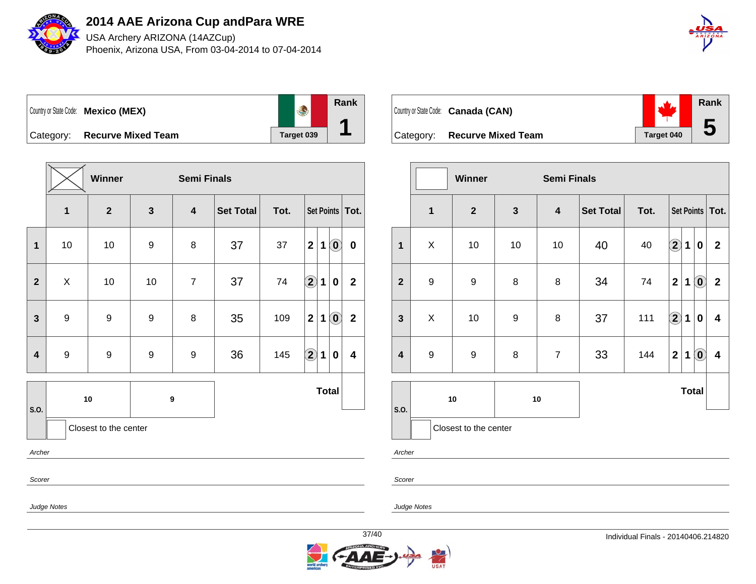# 2014 AAE Arizona Cup andPara WRE

USA Archery ARIZONA (14AZCup)

Phoenix, Arizona USA, From 03-04-2014 to 07-04-2014

| Country or State Code: | Mexico (MEX) | Rank |
|---|---|---|
| Category: | Recurve Mixed Team | Target 039 / 1 |

**Winner** — **Semi Finals**

| | 1 | 2 | 3 | 4 | Set Total | Tot. | Set Points | | | Tot. |
|---|---|---|---|---|---|---|---|---|---|---|
| 1 | 10 | 10 | 9 | 8 | 37 | 37 | 2 | 1 | (0) | 0 |
| 2 | X | 10 | 10 | 7 | 37 | 74 | (2) | 1 | 0 | 2 |
| 3 | 9 | 9 | 9 | 8 | 35 | 109 | 2 | 1 | (0) | 2 |
| 4 | 9 | 9 | 9 | 9 | 36 | 145 | (2) | 1 | 0 | 4 |
| S.O. | 10 | 9 | | | | | | | | Total |

Closest to the center

Archer

Scorer

Judge Notes

| Country or State Code: | Canada (CAN) | Rank |
|---|---|---|
| Category: | Recurve Mixed Team | Target 040 / 5 |

**Winner** — **Semi Finals**

| | 1 | 2 | 3 | 4 | Set Total | Tot. | Set Points | | | Tot. |
|---|---|---|---|---|---|---|---|---|---|---|
| 1 | X | 10 | 10 | 10 | 40 | 40 | (2) | 1 | 0 | 2 |
| 2 | 9 | 9 | 8 | 8 | 34 | 74 | 2 | 1 | (0) | 2 |
| 3 | X | 10 | 9 | 8 | 37 | 111 | (2) | 1 | 0 | 4 |
| 4 | 9 | 9 | 8 | 7 | 33 | 144 | 2 | 1 | (0) | 4 |
| S.O. | 10 | 10 | | | | | | | | Total |

Closest to the center

Archer

Scorer

Judge Notes

Individual Finals - 20140406.214820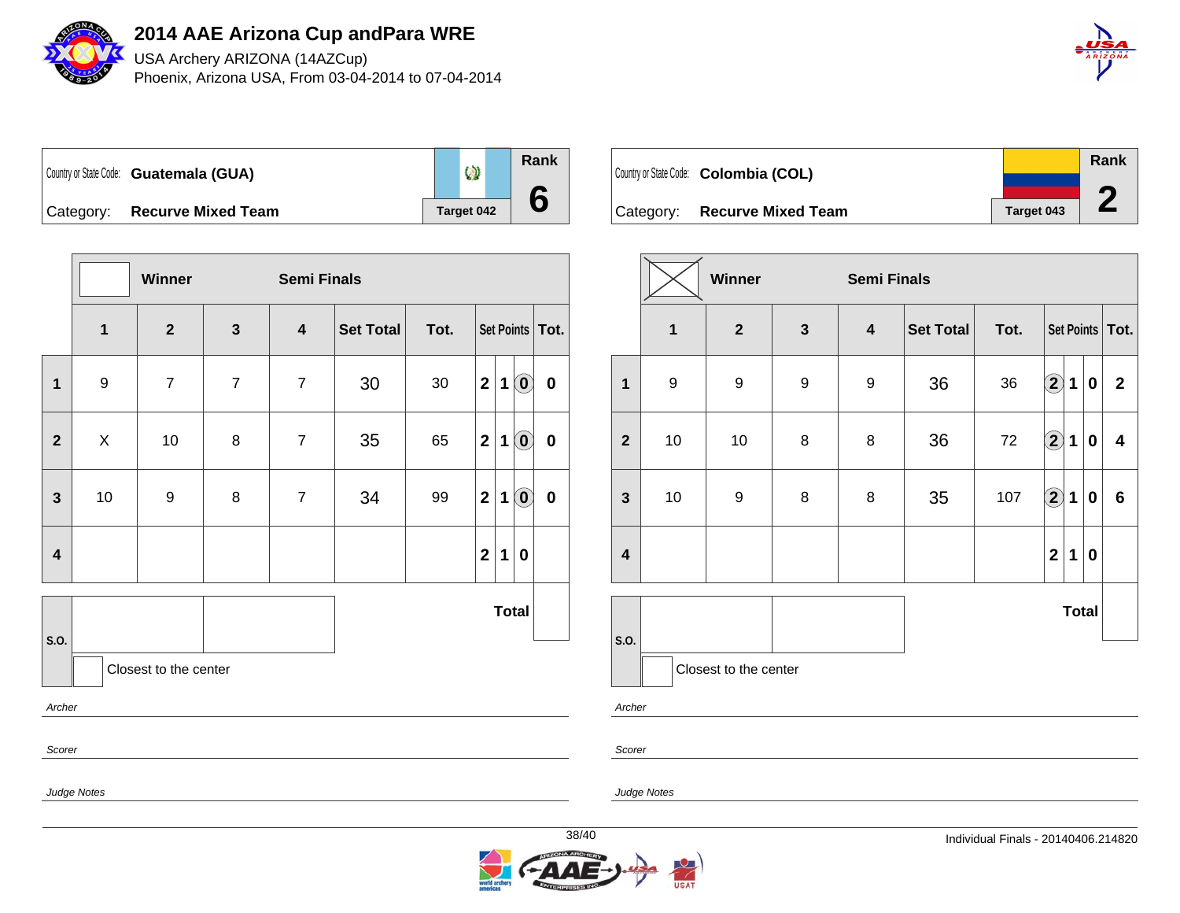# 2014 AAE Arizona Cup andPara WRE

USA Archery ARIZONA (14AZCup)

Phoenix, Arizona USA, From 03-04-2014 to 07-04-2014

## Guatemala (GUA)

Country or State Code: **Guatemala (GUA)**

Category: **Recurve Mixed Team**

Target 042

Rank **6**

Winner — Semi Finals

| | 1 | 2 | 3 | 4 | Set Total | Tot. | Set Points | Tot. |
|---|---|---|---|---|---|---|---|---|
| 1 | 9 | 7 | 7 | 7 | 30 | 30 | 2 1 (0) | 0 |
| 2 | X | 10 | 8 | 7 | 35 | 65 | 2 1 (0) | 0 |
| 3 | 10 | 9 | 8 | 7 | 34 | 99 | 2 1 (0) | 0 |
| 4 | | | | | | | 2 1 0 | |

S.O. — Total

Closest to the center

Archer

Scorer

Judge Notes

## Colombia (COL)

Country or State Code: **Colombia (COL)**

Category: **Recurve Mixed Team**

Target 043

Rank **2**

Winner — Semi Finals

| | 1 | 2 | 3 | 4 | Set Total | Tot. | Set Points | Tot. |
|---|---|---|---|---|---|---|---|---|
| 1 | 9 | 9 | 9 | 9 | 36 | 36 | (2) 1 0 | 2 |
| 2 | 10 | 10 | 8 | 8 | 36 | 72 | (2) 1 0 | 4 |
| 3 | 10 | 9 | 8 | 8 | 35 | 107 | (2) 1 0 | 6 |
| 4 | | | | | | | 2 1 0 | |

S.O. — Total

Closest to the center

Archer

Scorer

Judge Notes

Individual Finals - 20140406.214820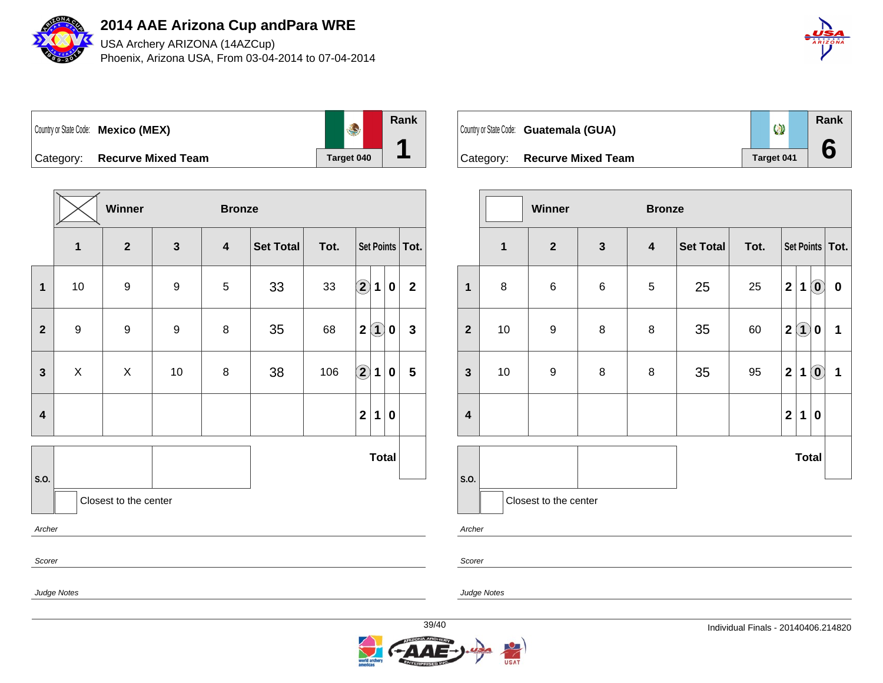# 2014 AAE Arizona Cup andPara WRE

USA Archery ARIZONA (14AZCup)
Phoenix, Arizona USA, From 03-04-2014 to 07-04-2014

| Country or State Code: | Mexico (MEX) | Rank |
|---|---|---|
| Category: | Recurve Mixed Team | 1 |
| | Target 040 | |

Winner: X — Bronze

| | 1 | 2 | 3 | 4 | Set Total | Tot. | Set Points | | | Tot. |
|---|---|---|---|---|---|---|---|---|---|---|
| 1 | 10 | 9 | 9 | 5 | 33 | 33 | (2) | 1 | 0 | 2 |
| 2 | 9 | 9 | 9 | 8 | 35 | 68 | 2 | (1) | 0 | 3 |
| 3 | X | X | 10 | 8 | 38 | 106 | (2) | 1 | 0 | 5 |
| 4 | | | | | | | 2 | 1 | 0 | |

S.O.: | | — Total: 

Closest to the center

Archer

Scorer

Judge Notes

| Country or State Code: | Guatemala (GUA) | Rank |
|---|---|---|
| Category: | Recurve Mixed Team | 6 |
| | Target 041 | |

Winner: — Bronze

| | 1 | 2 | 3 | 4 | Set Total | Tot. | Set Points | | | Tot. |
|---|---|---|---|---|---|---|---|---|---|---|
| 1 | 8 | 6 | 6 | 5 | 25 | 25 | 2 | 1 | (0) | 0 |
| 2 | 10 | 9 | 8 | 8 | 35 | 60 | 2 | (1) | 0 | 1 |
| 3 | 10 | 9 | 8 | 8 | 35 | 95 | 2 | 1 | (0) | 1 |
| 4 | | | | | | | 2 | 1 | 0 | |

S.O.: | | — Total: 

Closest to the center

Archer

Scorer

Judge Notes

Individual Finals - 20140406.214820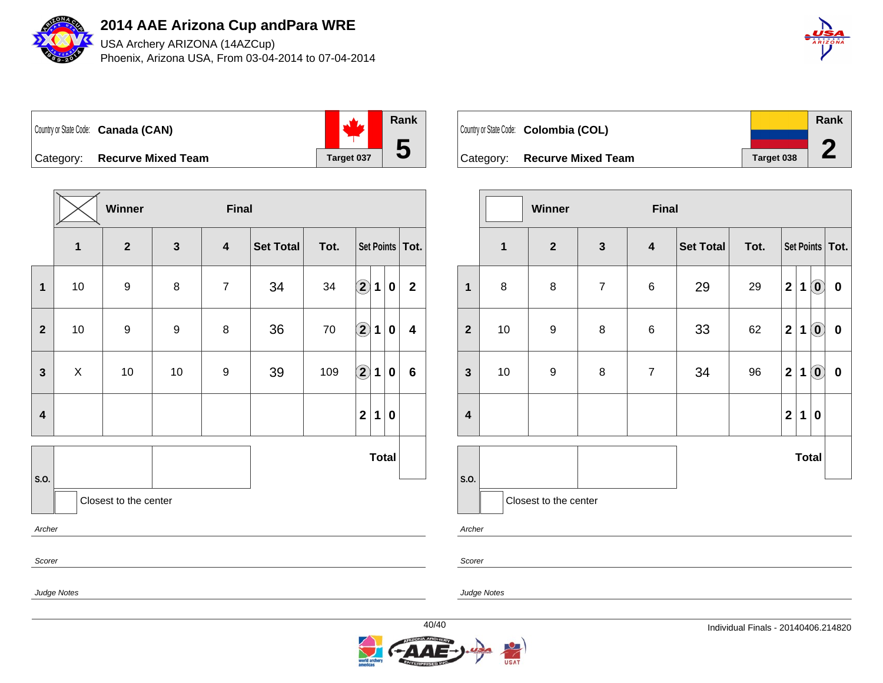# 2014 AAE Arizona Cup andPara WRE

USA Archery ARIZONA (14AZCup)

Phoenix, Arizona USA, From 03-04-2014 to 07-04-2014

Country or State Code: **Canada (CAN)**

Category: **Recurve Mixed Team**

Target 037

Rank **5**

| | Winner | | | Final | | | | |
|---|---|---|---|---|---|---|---|---|
| | 1 | 2 | 3 | 4 | Set Total | Tot. | Set Points | Tot. |
| 1 | 10 | 9 | 8 | 7 | 34 | 34 | (2) 1 0 | 2 |
| 2 | 10 | 9 | 9 | 8 | 36 | 70 | (2) 1 0 | 4 |
| 3 | X | 10 | 10 | 9 | 39 | 109 | (2) 1 0 | 6 |
| 4 | | | | | | | 2 1 0 | |
| S.O. | | | | | | | Total | |

Closest to the center

Archer

Scorer

Judge Notes

Country or State Code: **Colombia (COL)**

Category: **Recurve Mixed Team**

Target 038

Rank **2**

| | Winner | | | Final | | | | |
|---|---|---|---|---|---|---|---|---|
| | 1 | 2 | 3 | 4 | Set Total | Tot. | Set Points | Tot. |
| 1 | 8 | 8 | 7 | 6 | 29 | 29 | 2 1 (0) | 0 |
| 2 | 10 | 9 | 8 | 6 | 33 | 62 | 2 1 (0) | 0 |
| 3 | 10 | 9 | 8 | 7 | 34 | 96 | 2 1 (0) | 0 |
| 4 | | | | | | | 2 1 0 | |
| S.O. | | | | | | | Total | |

Closest to the center

Archer

Scorer

Judge Notes

Individual Finals - 20140406.214820